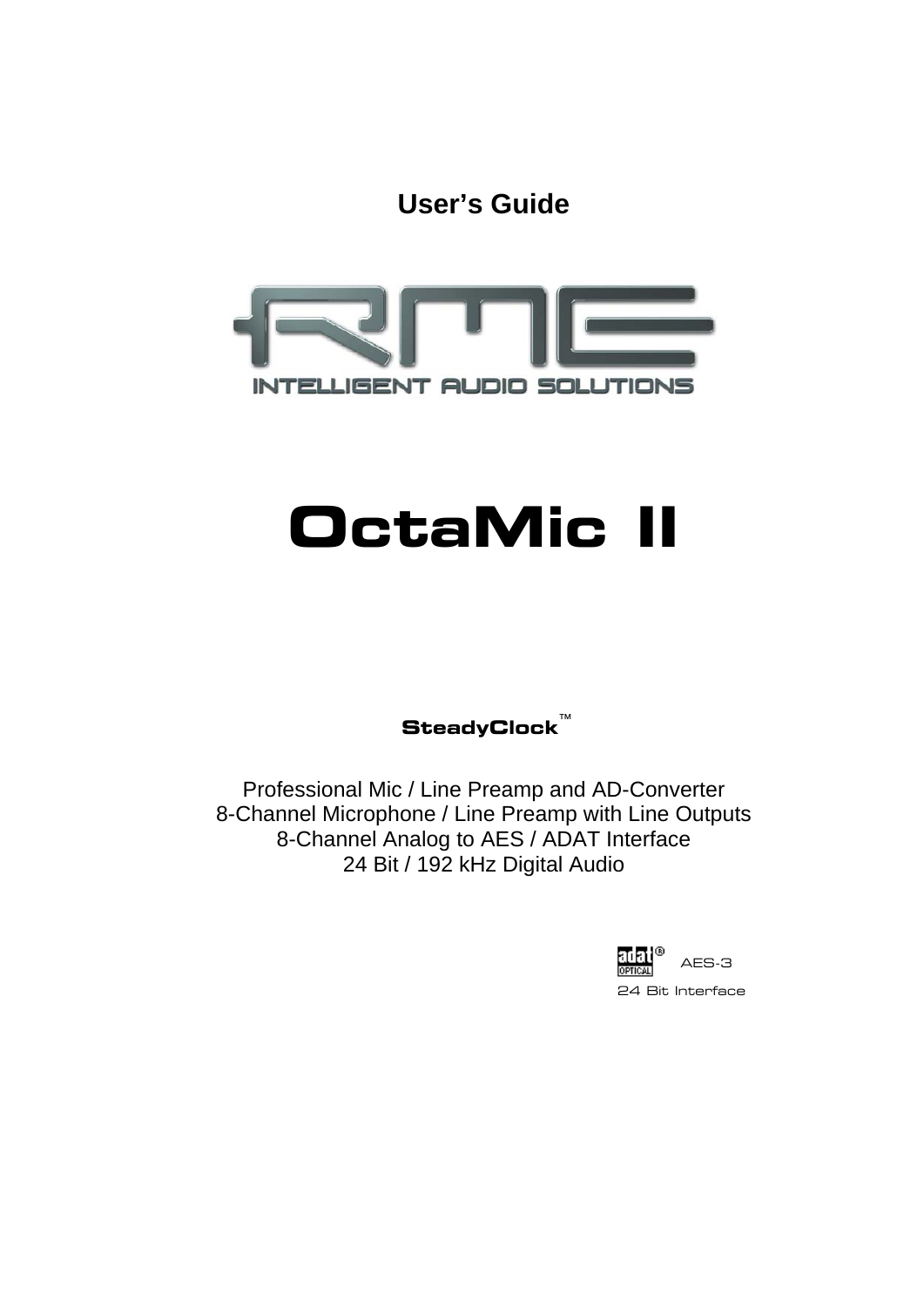User's Guide

RME

INTELLIGENT AUDIO SOLUTIONS

# OctaMic II

SteadyClock™

Professional Mic / Line Preamp and AD-Converter
8-Channel Microphone / Line Preamp with Line Outputs
8-Channel Analog to AES / ADAT Interface
24 Bit / 192 kHz Digital Audio

adat® OPTICAL AES-3
24 Bit Interface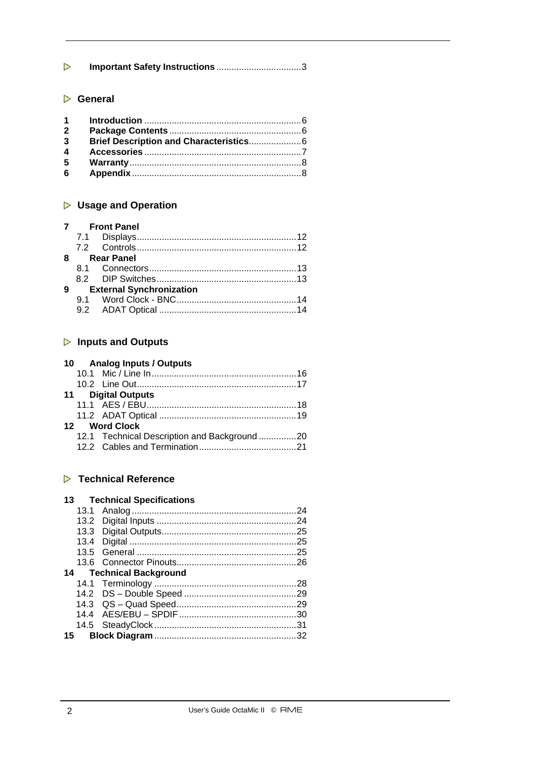**Important Safety Instructions** .................................3

## General

**1 Introduction** ..............................................................6
**2 Package Contents** ....................................................6
**3 Brief Description and Characteristics**....................6
**4 Accessories** ..............................................................7
**5 Warranty**....................................................................8
**6 Appendix**...................................................................8

## Usage and Operation

**7 Front Panel**
- 7.1 Displays...............................................................12
- 7.2 Controls...............................................................12

**8 Rear Panel**
- 8.1 Connectors..........................................................13
- 8.2 DIP Switches.......................................................13

**9 External Synchronization**
- 9.1 Word Clock - BNC...............................................14
- 9.2 ADAT Optical ......................................................14

## Inputs and Outputs

**10 Analog Inputs / Outputs**
- 10.1 Mic / Line In.........................................................16
- 10.2 Line Out...............................................................17

**11 Digital Outputs**
- 11.1 AES / EBU...........................................................18
- 11.2 ADAT Optical ......................................................19

**12 Word Clock**
- 12.1 Technical Description and Background ...............20
- 12.2 Cables and Termination......................................21

## Technical Reference

**13 Technical Specifications**
- 13.1 Analog.................................................................24
- 13.2 Digital Inputs .......................................................24
- 13.3 Digital Outputs.....................................................25
- 13.4 Digital ..................................................................25
- 13.5 General ...............................................................25
- 13.6 Connector Pinouts...............................................26

**14 Technical Background**
- 14.1 Terminology ........................................................28
- 14.2 DS – Double Speed ............................................29
- 14.3 QS – Quad Speed...............................................29
- 14.4 AES/EBU – SPDIF..............................................30
- 14.5 SteadyClock ........................................................31

**15 Block Diagram**........................................................32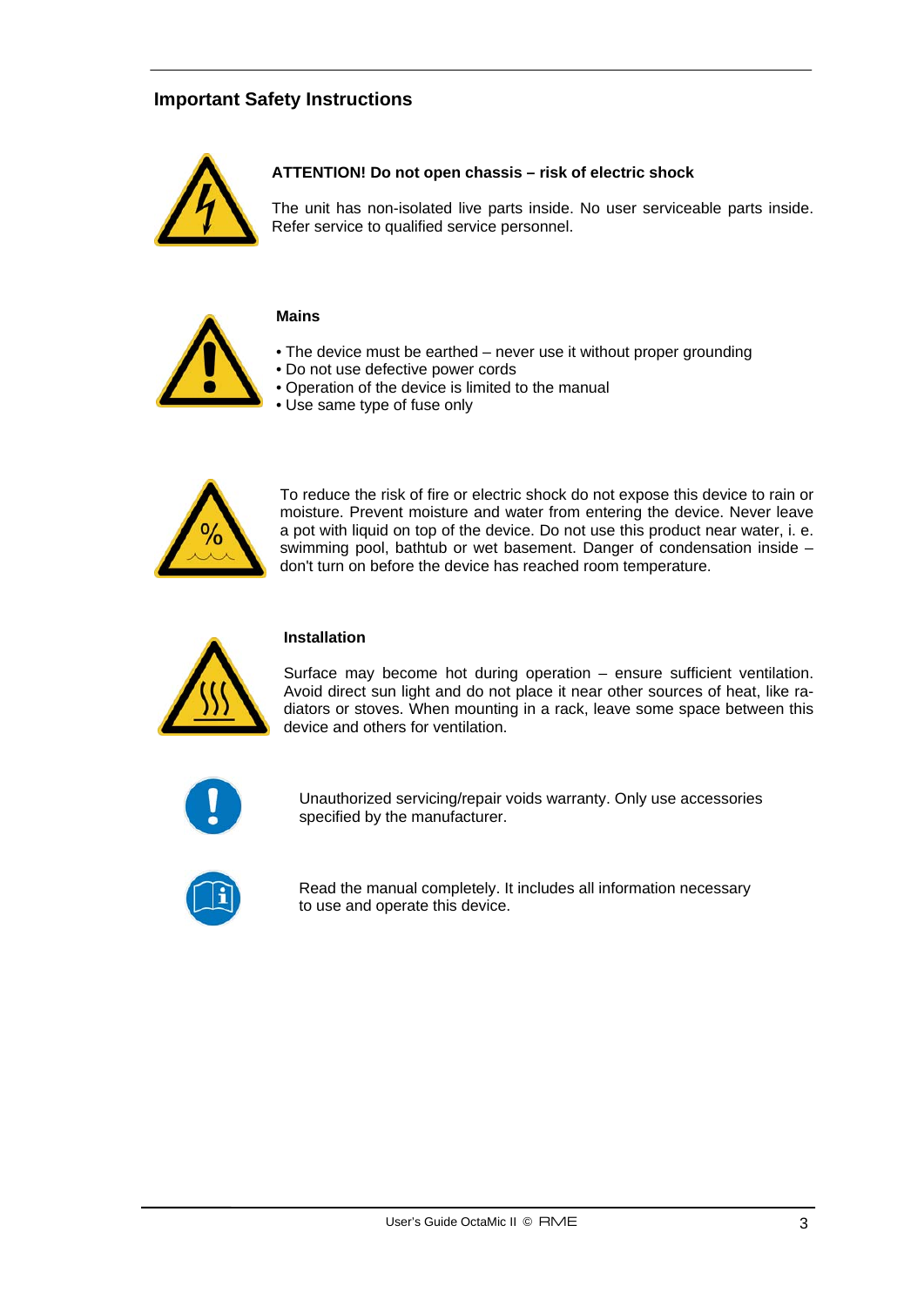## Important Safety Instructions

**ATTENTION! Do not open chassis – risk of electric shock**

The unit has non-isolated live parts inside. No user serviceable parts inside. Refer service to qualified service personnel.

**Mains**

- The device must be earthed – never use it without proper grounding
- Do not use defective power cords
- Operation of the device is limited to the manual
- Use same type of fuse only

To reduce the risk of fire or electric shock do not expose this device to rain or moisture. Prevent moisture and water from entering the device. Never leave a pot with liquid on top of the device. Do not use this product near water, i. e. swimming pool, bathtub or wet basement. Danger of condensation inside – don't turn on before the device has reached room temperature.

**Installation**

Surface may become hot during operation – ensure sufficient ventilation. Avoid direct sun light and do not place it near other sources of heat, like radiators or stoves. When mounting in a rack, leave some space between this device and others for ventilation.

Unauthorized servicing/repair voids warranty. Only use accessories specified by the manufacturer.

Read the manual completely. It includes all information necessary to use and operate this device.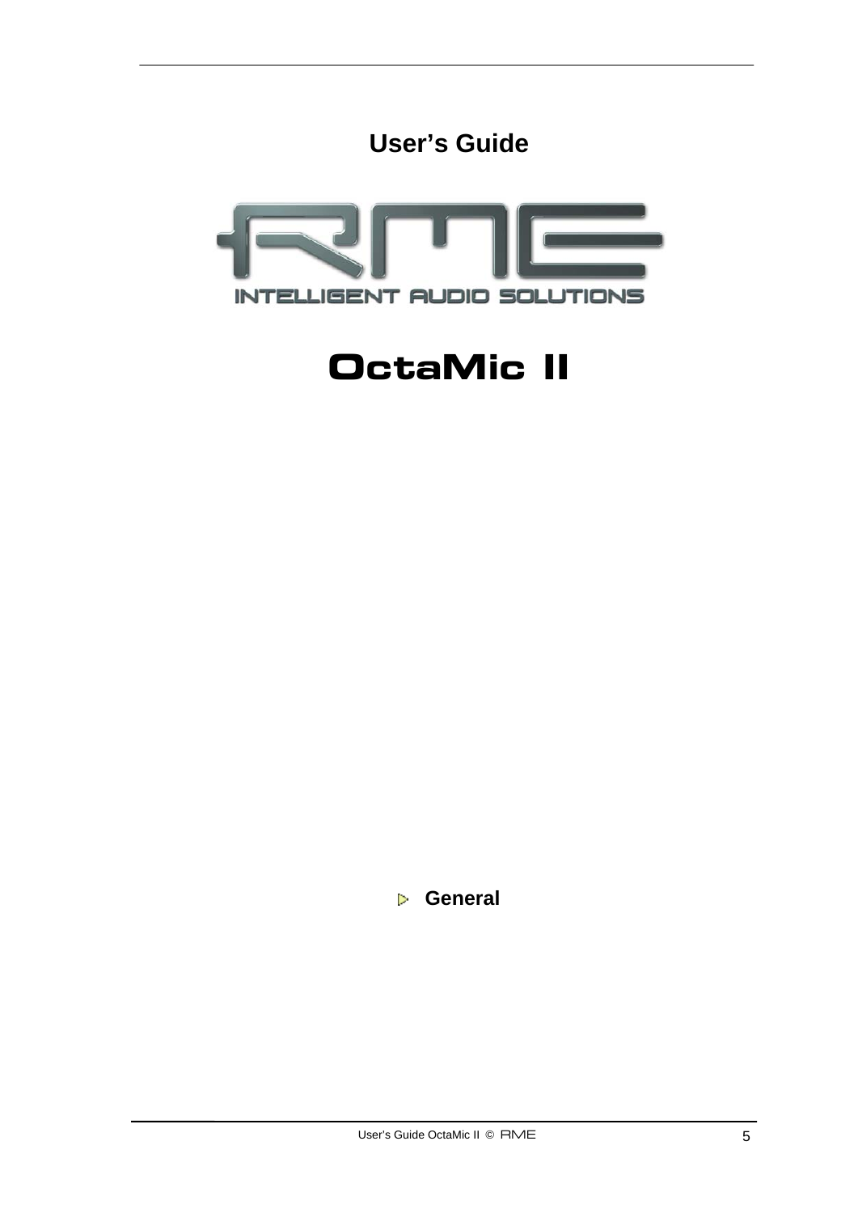# User's Guide

RME

INTELLIGENT AUDIO SOLUTIONS

# OctaMic II

## General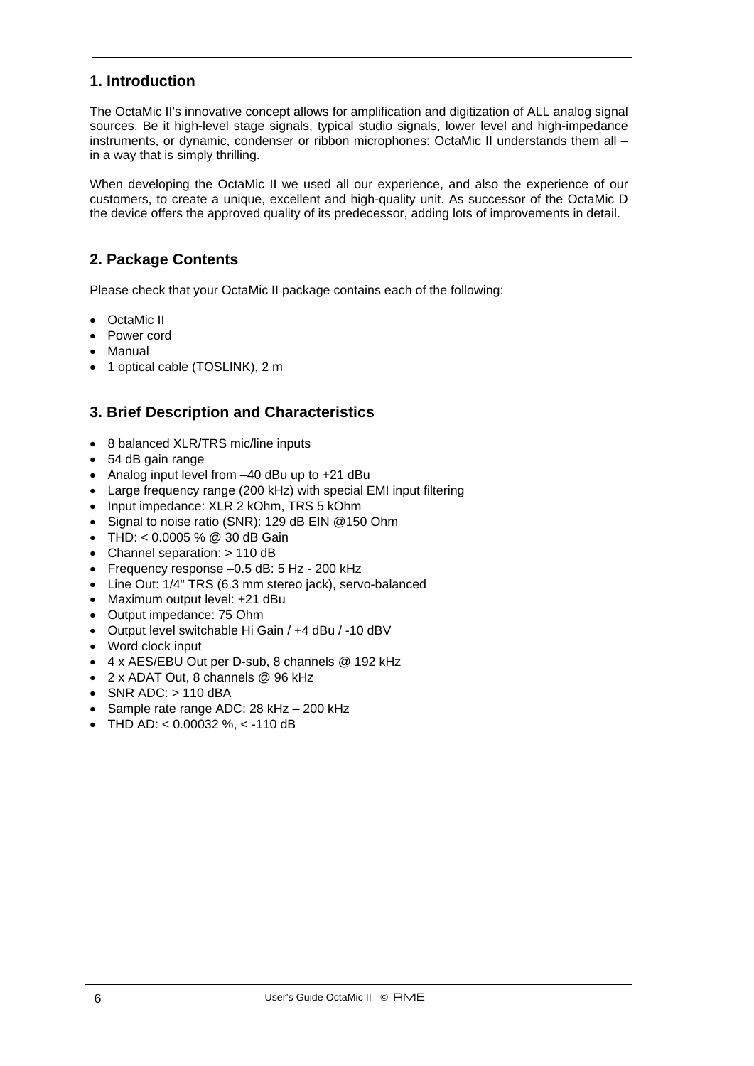## 1. Introduction

The OctaMic II's innovative concept allows for amplification and digitization of ALL analog signal sources. Be it high-level stage signals, typical studio signals, lower level and high-impedance instruments, or dynamic, condenser or ribbon microphones: OctaMic II understands them all – in a way that is simply thrilling.

When developing the OctaMic II we used all our experience, and also the experience of our customers, to create a unique, excellent and high-quality unit. As successor of the OctaMic D the device offers the approved quality of its predecessor, adding lots of improvements in detail.

## 2. Package Contents

Please check that your OctaMic II package contains each of the following:

- OctaMic II
- Power cord
- Manual
- 1 optical cable (TOSLINK), 2 m

## 3. Brief Description and Characteristics

- 8 balanced XLR/TRS mic/line inputs
- 54 dB gain range
- Analog input level from –40 dBu up to +21 dBu
- Large frequency range (200 kHz) with special EMI input filtering
- Input impedance: XLR 2 kOhm, TRS 5 kOhm
- Signal to noise ratio (SNR): 129 dB EIN @150 Ohm
- THD: < 0.0005 % @ 30 dB Gain
- Channel separation: > 110 dB
- Frequency response –0.5 dB: 5 Hz - 200 kHz
- Line Out: 1/4" TRS (6.3 mm stereo jack), servo-balanced
- Maximum output level: +21 dBu
- Output impedance: 75 Ohm
- Output level switchable Hi Gain / +4 dBu / -10 dBV
- Word clock input
- 4 x AES/EBU Out per D-sub, 8 channels @ 192 kHz
- 2 x ADAT Out, 8 channels @ 96 kHz
- SNR ADC: > 110 dBA
- Sample rate range ADC: 28 kHz – 200 kHz
- THD AD: < 0.00032 %, < -110 dB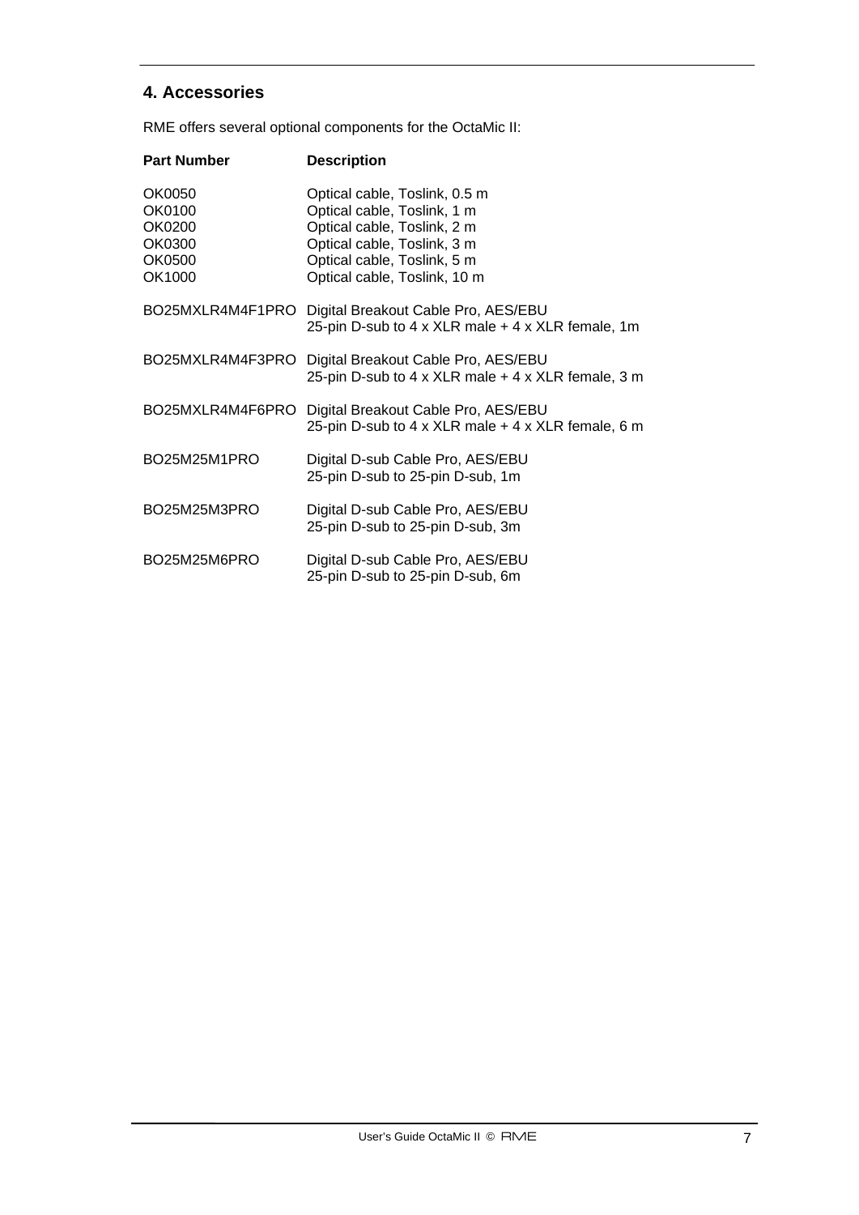## 4. Accessories

RME offers several optional components for the OctaMic II:

| Part Number | Description |
| --- | --- |
| OK0050 | Optical cable, Toslink, 0.5 m |
| OK0100 | Optical cable, Toslink, 1 m |
| OK0200 | Optical cable, Toslink, 2 m |
| OK0300 | Optical cable, Toslink, 3 m |
| OK0500 | Optical cable, Toslink, 5 m |
| OK1000 | Optical cable, Toslink, 10 m |
| BO25MXLR4M4F1PRO | Digital Breakout Cable Pro, AES/EBU<br>25-pin D-sub to 4 x XLR male + 4 x XLR female, 1m |
| BO25MXLR4M4F3PRO | Digital Breakout Cable Pro, AES/EBU<br>25-pin D-sub to 4 x XLR male + 4 x XLR female, 3 m |
| BO25MXLR4M4F6PRO | Digital Breakout Cable Pro, AES/EBU<br>25-pin D-sub to 4 x XLR male + 4 x XLR female, 6 m |
| BO25M25M1PRO | Digital D-sub Cable Pro, AES/EBU<br>25-pin D-sub to 25-pin D-sub, 1m |
| BO25M25M3PRO | Digital D-sub Cable Pro, AES/EBU<br>25-pin D-sub to 25-pin D-sub, 3m |
| BO25M25M6PRO | Digital D-sub Cable Pro, AES/EBU<br>25-pin D-sub to 25-pin D-sub, 6m |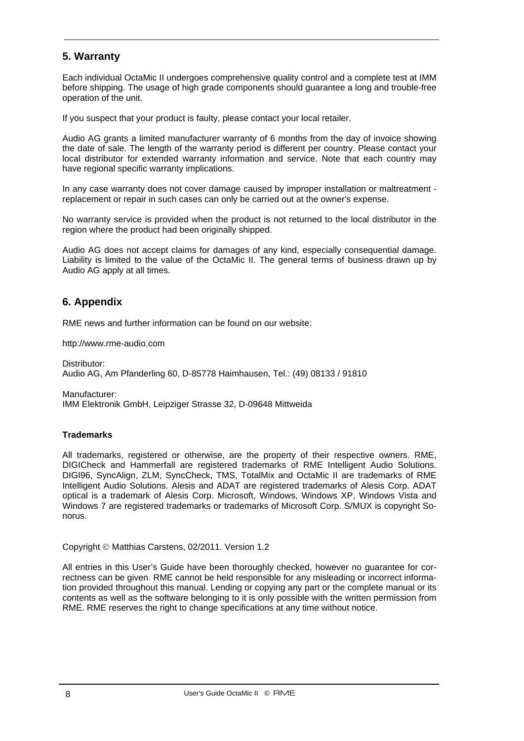## 5. Warranty

Each individual OctaMic II undergoes comprehensive quality control and a complete test at IMM before shipping. The usage of high grade components should guarantee a long and trouble-free operation of the unit.

If you suspect that your product is faulty, please contact your local retailer.

Audio AG grants a limited manufacturer warranty of 6 months from the day of invoice showing the date of sale. The length of the warranty period is different per country. Please contact your local distributor for extended warranty information and service. Note that each country may have regional specific warranty implications.

In any case warranty does not cover damage caused by improper installation or maltreatment - replacement or repair in such cases can only be carried out at the owner's expense.

No warranty service is provided when the product is not returned to the local distributor in the region where the product had been originally shipped.

Audio AG does not accept claims for damages of any kind, especially consequential damage. Liability is limited to the value of the OctaMic II. The general terms of business drawn up by Audio AG apply at all times.

## 6. Appendix

RME news and further information can be found on our website:

http://www.rme-audio.com

Distributor:
Audio AG, Am Pfanderling 60, D-85778 Haimhausen, Tel.: (49) 08133 / 91810

Manufacturer:
IMM Elektronik GmbH, Leipziger Strasse 32, D-09648 Mittweida

**Trademarks**

All trademarks, registered or otherwise, are the property of their respective owners. RME, DIGICheck and Hammerfall are registered trademarks of RME Intelligent Audio Solutions. DIGI96, SyncAlign, ZLM, SyncCheck, TMS, TotalMix and OctaMic II are trademarks of RME Intelligent Audio Solutions. Alesis and ADAT are registered trademarks of Alesis Corp. ADAT optical is a trademark of Alesis Corp. Microsoft, Windows, Windows XP, Windows Vista and Windows 7 are registered trademarks or trademarks of Microsoft Corp. S/MUX is copyright Sonorus.

Copyright © Matthias Carstens, 02/2011. Version 1.2

All entries in this User's Guide have been thoroughly checked, however no guarantee for correctness can be given. RME cannot be held responsible for any misleading or incorrect information provided throughout this manual. Lending or copying any part or the complete manual or its contents as well as the software belonging to it is only possible with the written permission from RME. RME reserves the right to change specifications at any time without notice.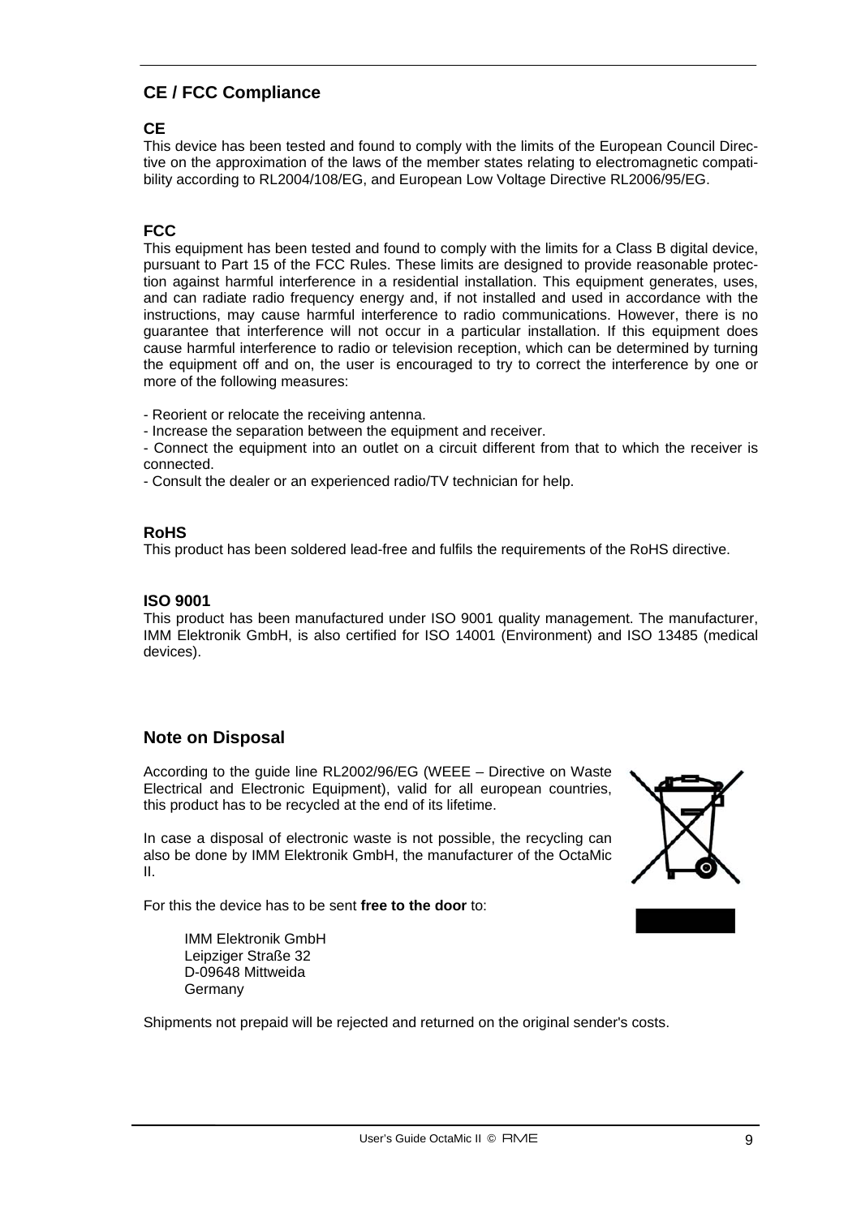## CE / FCC Compliance

### CE

This device has been tested and found to comply with the limits of the European Council Directive on the approximation of the laws of the member states relating to electromagnetic compatibility according to RL2004/108/EG, and European Low Voltage Directive RL2006/95/EG.

### FCC

This equipment has been tested and found to comply with the limits for a Class B digital device, pursuant to Part 15 of the FCC Rules. These limits are designed to provide reasonable protection against harmful interference in a residential installation. This equipment generates, uses, and can radiate radio frequency energy and, if not installed and used in accordance with the instructions, may cause harmful interference to radio communications. However, there is no guarantee that interference will not occur in a particular installation. If this equipment does cause harmful interference to radio or television reception, which can be determined by turning the equipment off and on, the user is encouraged to try to correct the interference by one or more of the following measures:

- Reorient or relocate the receiving antenna.
- Increase the separation between the equipment and receiver.
- Connect the equipment into an outlet on a circuit different from that to which the receiver is connected.
- Consult the dealer or an experienced radio/TV technician for help.

### RoHS

This product has been soldered lead-free and fulfils the requirements of the RoHS directive.

### ISO 9001

This product has been manufactured under ISO 9001 quality management. The manufacturer, IMM Elektronik GmbH, is also certified for ISO 14001 (Environment) and ISO 13485 (medical devices).

## Note on Disposal

According to the guide line RL2002/96/EG (WEEE – Directive on Waste Electrical and Electronic Equipment), valid for all european countries, this product has to be recycled at the end of its lifetime.

In case a disposal of electronic waste is not possible, the recycling can also be done by IMM Elektronik GmbH, the manufacturer of the OctaMic II.

For this the device has to be sent **free to the door** to:

IMM Elektronik GmbH
Leipziger Straße 32
D-09648 Mittweida
Germany

Shipments not prepaid will be rejected and returned on the original sender's costs.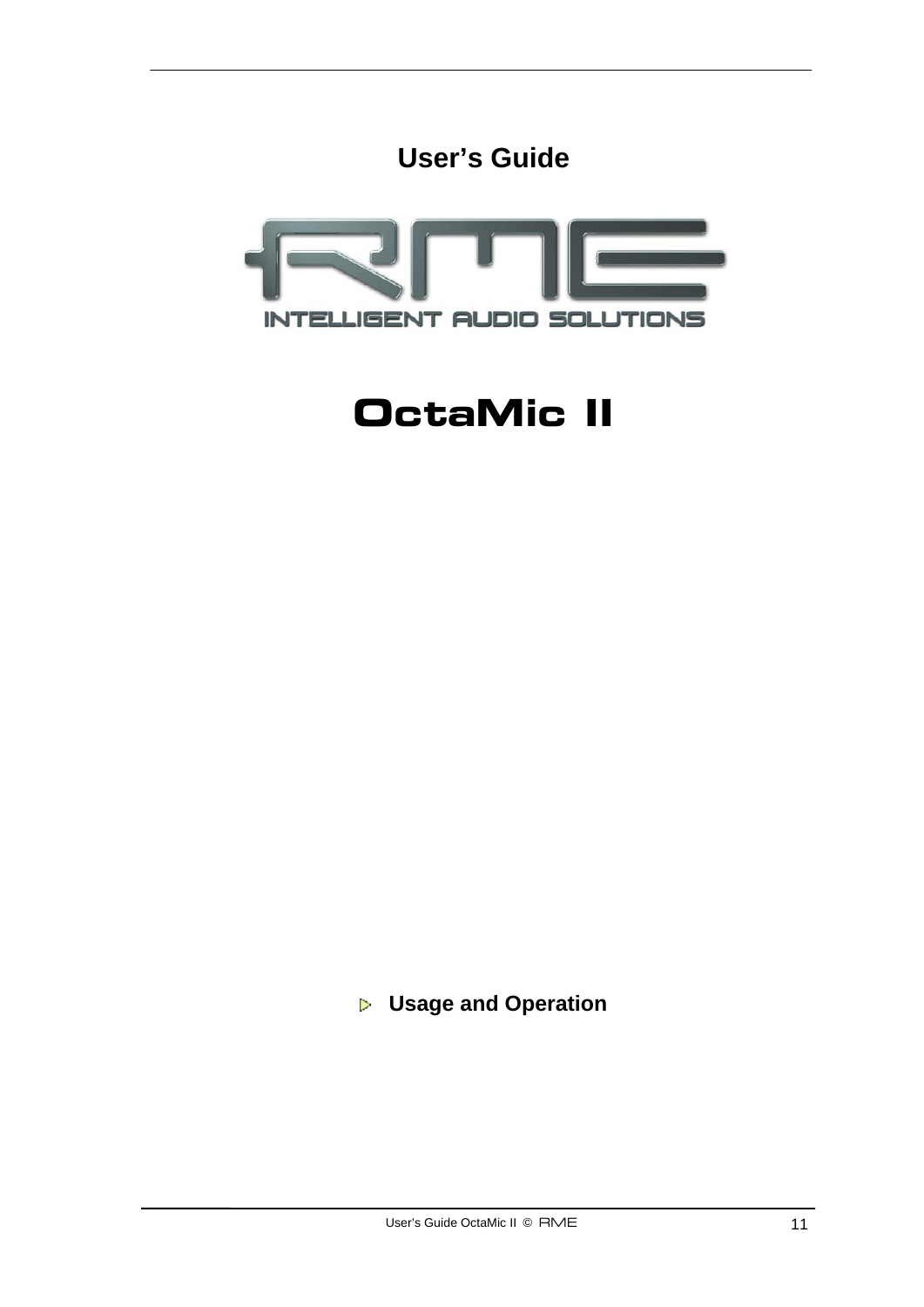# User's Guide

RME

INTELLIGENT AUDIO SOLUTIONS

# OctaMic II

## Usage and Operation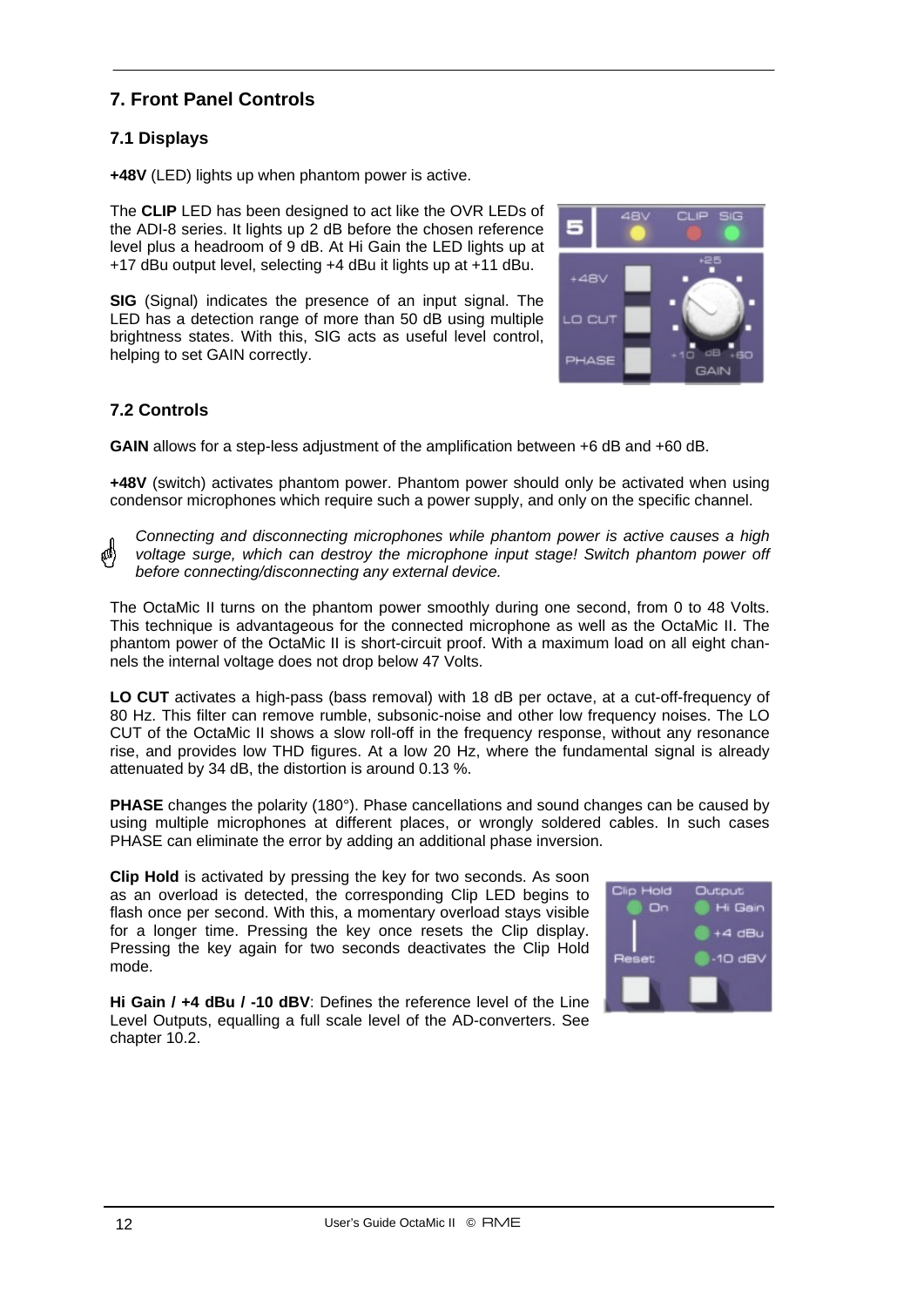## 7. Front Panel Controls

### 7.1 Displays

**+48V** (LED) lights up when phantom power is active.

The **CLIP** LED has been designed to act like the OVR LEDs of the ADI-8 series. It lights up 2 dB before the chosen reference level plus a headroom of 9 dB. At Hi Gain the LED lights up at +17 dBu output level, selecting +4 dBu it lights up at +11 dBu.

**SIG** (Signal) indicates the presence of an input signal. The LED has a detection range of more than 50 dB using multiple brightness states. With this, SIG acts as useful level control, helping to set GAIN correctly.

### 7.2 Controls

**GAIN** allows for a step-less adjustment of the amplification between +6 dB and +60 dB.

**+48V** (switch) activates phantom power. Phantom power should only be activated when using condensor microphones which require such a power supply, and only on the specific channel.

*Connecting and disconnecting microphones while phantom power is active causes a high voltage surge, which can destroy the microphone input stage! Switch phantom power off before connecting/disconnecting any external device.*

The OctaMic II turns on the phantom power smoothly during one second, from 0 to 48 Volts. This technique is advantageous for the connected microphone as well as the OctaMic II. The phantom power of the OctaMic II is short-circuit proof. With a maximum load on all eight channels the internal voltage does not drop below 47 Volts.

**LO CUT** activates a high-pass (bass removal) with 18 dB per octave, at a cut-off-frequency of 80 Hz. This filter can remove rumble, subsonic-noise and other low frequency noises. The LO CUT of the OctaMic II shows a slow roll-off in the frequency response, without any resonance rise, and provides low THD figures. At a low 20 Hz, where the fundamental signal is already attenuated by 34 dB, the distortion is around 0.13 %.

**PHASE** changes the polarity (180°). Phase cancellations and sound changes can be caused by using multiple microphones at different places, or wrongly soldered cables. In such cases PHASE can eliminate the error by adding an additional phase inversion.

**Clip Hold** is activated by pressing the key for two seconds. As soon as an overload is detected, the corresponding Clip LED begins to flash once per second. With this, a momentary overload stays visible for a longer time. Pressing the key once resets the Clip display. Pressing the key again for two seconds deactivates the Clip Hold mode.

**Hi Gain / +4 dBu / -10 dBV**: Defines the reference level of the Line Level Outputs, equalling a full scale level of the AD-converters. See chapter 10.2.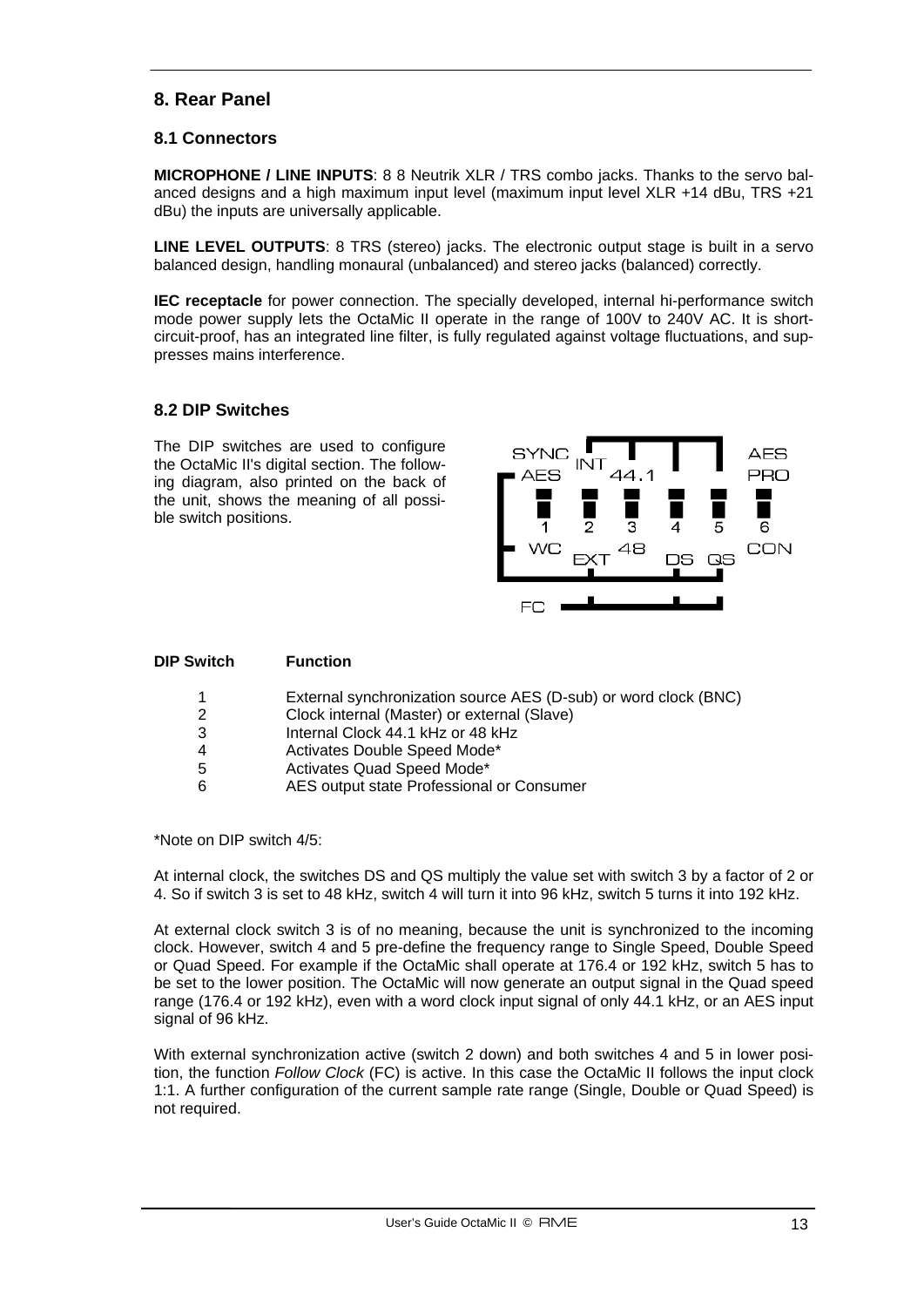## 8. Rear Panel

### 8.1 Connectors

**MICROPHONE / LINE INPUTS**: 8 8 Neutrik XLR / TRS combo jacks. Thanks to the servo balanced designs and a high maximum input level (maximum input level XLR +14 dBu, TRS +21 dBu) the inputs are universally applicable.

**LINE LEVEL OUTPUTS**: 8 TRS (stereo) jacks. The electronic output stage is built in a servo balanced design, handling monaural (unbalanced) and stereo jacks (balanced) correctly.

**IEC receptacle** for power connection. The specially developed, internal hi-performance switch mode power supply lets the OctaMic II operate in the range of 100V to 240V AC. It is short-circuit-proof, has an integrated line filter, is fully regulated against voltage fluctuations, and suppresses mains interference.

### 8.2 DIP Switches

The DIP switches are used to configure the OctaMic II's digital section. The following diagram, also printed on the back of the unit, shows the meaning of all possible switch positions.

| DIP Switch | Function |
|---|---|
| 1 | External synchronization source AES (D-sub) or word clock (BNC) |
| 2 | Clock internal (Master) or external (Slave) |
| 3 | Internal Clock 44.1 kHz or 48 kHz |
| 4 | Activates Double Speed Mode* |
| 5 | Activates Quad Speed Mode* |
| 6 | AES output state Professional or Consumer |

*Note on DIP switch 4/5:

At internal clock, the switches DS and QS multiply the value set with switch 3 by a factor of 2 or 4. So if switch 3 is set to 48 kHz, switch 4 will turn it into 96 kHz, switch 5 turns it into 192 kHz.

At external clock switch 3 is of no meaning, because the unit is synchronized to the incoming clock. However, switch 4 and 5 pre-define the frequency range to Single Speed, Double Speed or Quad Speed. For example if the OctaMic shall operate at 176.4 or 192 kHz, switch 5 has to be set to the lower position. The OctaMic will now generate an output signal in the Quad speed range (176.4 or 192 kHz), even with a word clock input signal of only 44.1 kHz, or an AES input signal of 96 kHz.

With external synchronization active (switch 2 down) and both switches 4 and 5 in lower position, the function *Follow Clock* (FC) is active. In this case the OctaMic II follows the input clock 1:1. A further configuration of the current sample rate range (Single, Double or Quad Speed) is not required.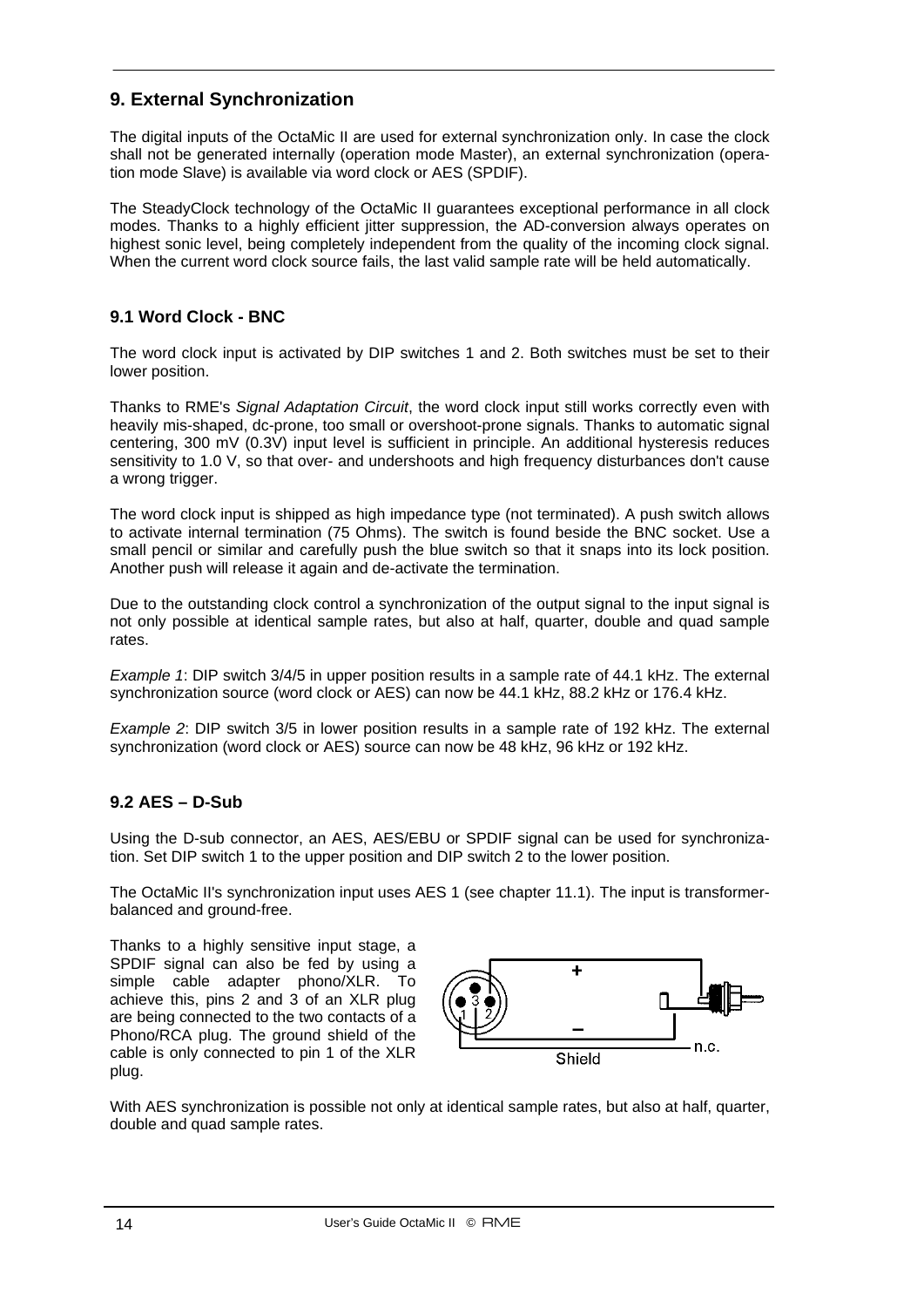## 9. External Synchronization

The digital inputs of the OctaMic II are used for external synchronization only. In case the clock shall not be generated internally (operation mode Master), an external synchronization (operation mode Slave) is available via word clock or AES (SPDIF).

The SteadyClock technology of the OctaMic II guarantees exceptional performance in all clock modes. Thanks to a highly efficient jitter suppression, the AD-conversion always operates on highest sonic level, being completely independent from the quality of the incoming clock signal. When the current word clock source fails, the last valid sample rate will be held automatically.

### 9.1 Word Clock - BNC

The word clock input is activated by DIP switches 1 and 2. Both switches must be set to their lower position.

Thanks to RME's *Signal Adaptation Circuit*, the word clock input still works correctly even with heavily mis-shaped, dc-prone, too small or overshoot-prone signals. Thanks to automatic signal centering, 300 mV (0.3V) input level is sufficient in principle. An additional hysteresis reduces sensitivity to 1.0 V, so that over- and undershoots and high frequency disturbances don't cause a wrong trigger.

The word clock input is shipped as high impedance type (not terminated). A push switch allows to activate internal termination (75 Ohms). The switch is found beside the BNC socket. Use a small pencil or similar and carefully push the blue switch so that it snaps into its lock position. Another push will release it again and de-activate the termination.

Due to the outstanding clock control a synchronization of the output signal to the input signal is not only possible at identical sample rates, but also at half, quarter, double and quad sample rates.

*Example 1*: DIP switch 3/4/5 in upper position results in a sample rate of 44.1 kHz. The external synchronization source (word clock or AES) can now be 44.1 kHz, 88.2 kHz or 176.4 kHz.

*Example 2*: DIP switch 3/5 in lower position results in a sample rate of 192 kHz. The external synchronization (word clock or AES) source can now be 48 kHz, 96 kHz or 192 kHz.

### 9.2 AES – D-Sub

Using the D-sub connector, an AES, AES/EBU or SPDIF signal can be used for synchronization. Set DIP switch 1 to the upper position and DIP switch 2 to the lower position.

The OctaMic II's synchronization input uses AES 1 (see chapter 11.1). The input is transformer-balanced and ground-free.

Thanks to a highly sensitive input stage, a SPDIF signal can also be fed by using a simple cable adapter phono/XLR. To achieve this, pins 2 and 3 of an XLR plug are being connected to the two contacts of a Phono/RCA plug. The ground shield of the cable is only connected to pin 1 of the XLR plug.

With AES synchronization is possible not only at identical sample rates, but also at half, quarter, double and quad sample rates.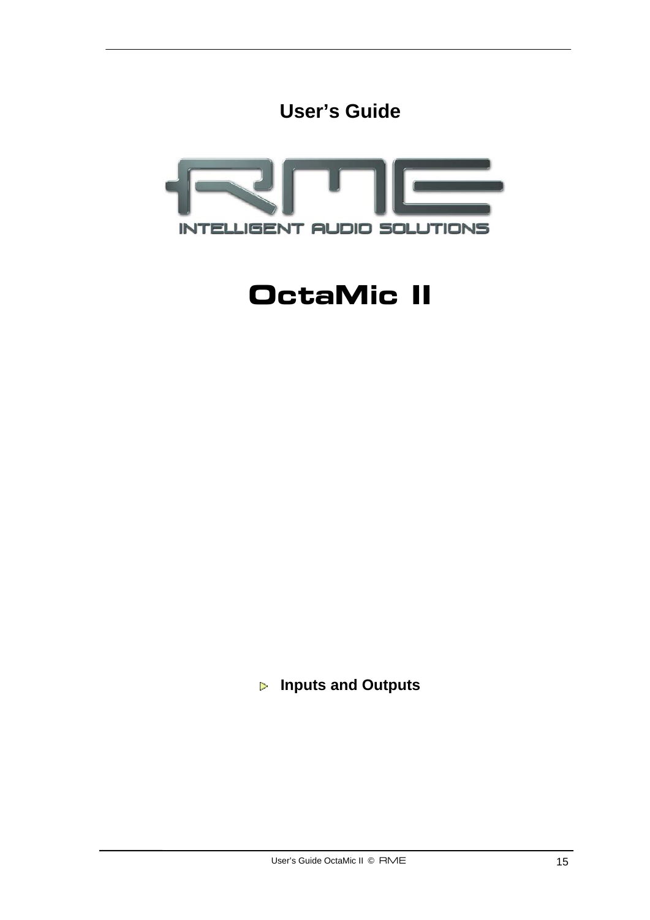# User's Guide

RME

INTELLIGENT AUDIO SOLUTIONS

# OctaMic II

## Inputs and Outputs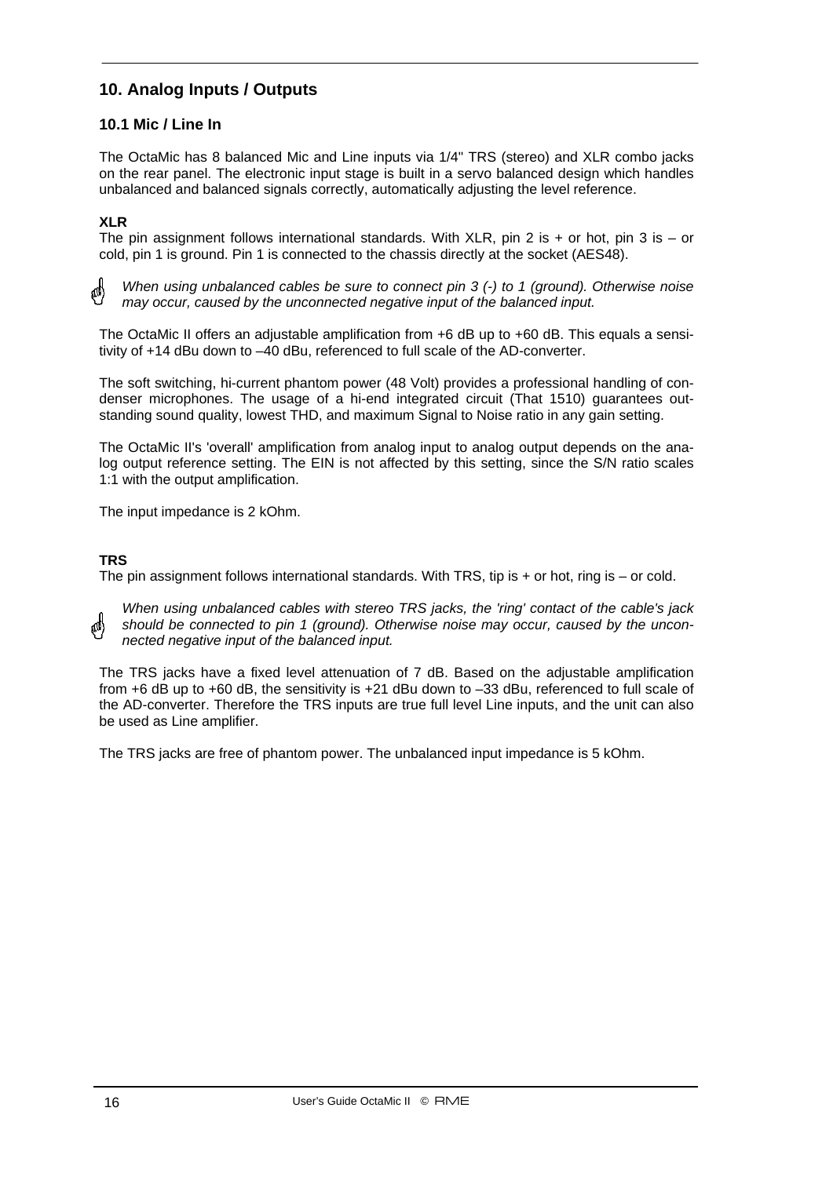## 10. Analog Inputs / Outputs

### 10.1 Mic / Line In

The OctaMic has 8 balanced Mic and Line inputs via 1/4" TRS (stereo) and XLR combo jacks on the rear panel. The electronic input stage is built in a servo balanced design which handles unbalanced and balanced signals correctly, automatically adjusting the level reference.

**XLR**
The pin assignment follows international standards. With XLR, pin 2 is + or hot, pin 3 is – or cold, pin 1 is ground. Pin 1 is connected to the chassis directly at the socket (AES48).

*When using unbalanced cables be sure to connect pin 3 (-) to 1 (ground). Otherwise noise may occur, caused by the unconnected negative input of the balanced input.*

The OctaMic II offers an adjustable amplification from +6 dB up to +60 dB. This equals a sensitivity of +14 dBu down to –40 dBu, referenced to full scale of the AD-converter.

The soft switching, hi-current phantom power (48 Volt) provides a professional handling of condenser microphones. The usage of a hi-end integrated circuit (That 1510) guarantees outstanding sound quality, lowest THD, and maximum Signal to Noise ratio in any gain setting.

The OctaMic II's 'overall' amplification from analog input to analog output depends on the analog output reference setting. The EIN is not affected by this setting, since the S/N ratio scales 1:1 with the output amplification.

The input impedance is 2 kOhm.

**TRS**
The pin assignment follows international standards. With TRS, tip is + or hot, ring is – or cold.

*When using unbalanced cables with stereo TRS jacks, the 'ring' contact of the cable's jack should be connected to pin 1 (ground). Otherwise noise may occur, caused by the unconnected negative input of the balanced input.*

The TRS jacks have a fixed level attenuation of 7 dB. Based on the adjustable amplification from +6 dB up to +60 dB, the sensitivity is +21 dBu down to –33 dBu, referenced to full scale of the AD-converter. Therefore the TRS inputs are true full level Line inputs, and the unit can also be used as Line amplifier.

The TRS jacks are free of phantom power. The unbalanced input impedance is 5 kOhm.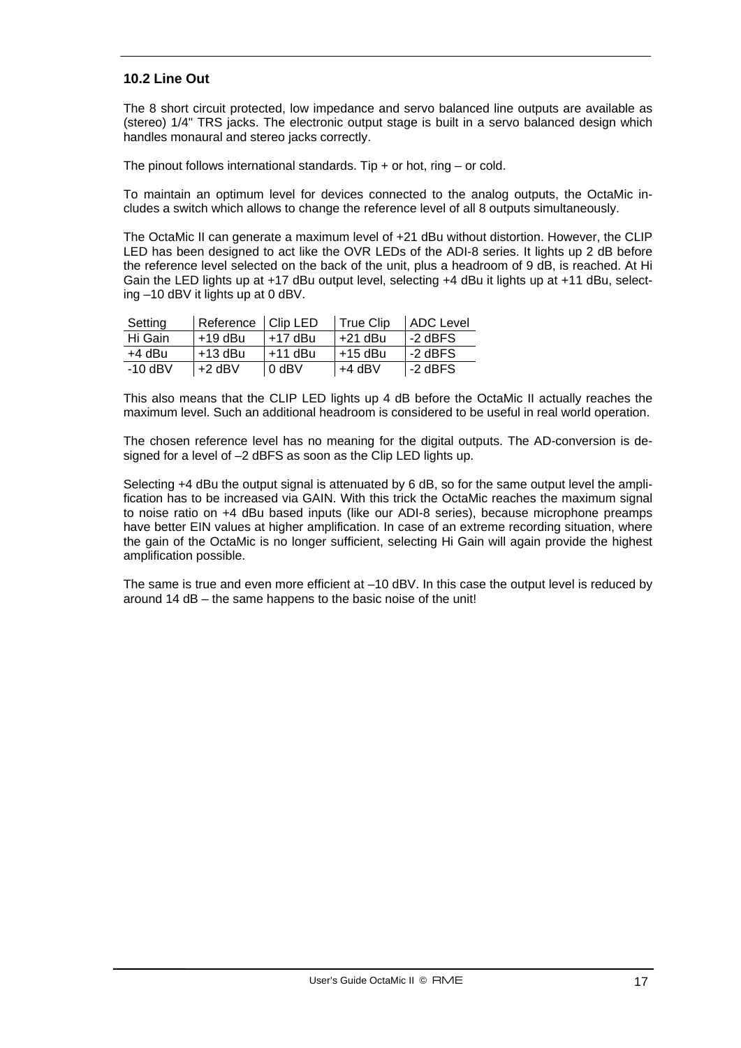### 10.2 Line Out

The 8 short circuit protected, low impedance and servo balanced line outputs are available as (stereo) 1/4" TRS jacks. The electronic output stage is built in a servo balanced design which handles monaural and stereo jacks correctly.

The pinout follows international standards. Tip + or hot, ring – or cold.

To maintain an optimum level for devices connected to the analog outputs, the OctaMic includes a switch which allows to change the reference level of all 8 outputs simultaneously.

The OctaMic II can generate a maximum level of +21 dBu without distortion. However, the CLIP LED has been designed to act like the OVR LEDs of the ADI-8 series. It lights up 2 dB before the reference level selected on the back of the unit, plus a headroom of 9 dB, is reached. At Hi Gain the LED lights up at +17 dBu output level, selecting +4 dBu it lights up at +11 dBu, selecting –10 dBV it lights up at 0 dBV.

| Setting | Reference | Clip LED | True Clip | ADC Level |
|---|---|---|---|---|
| Hi Gain | +19 dBu | +17 dBu | +21 dBu | -2 dBFS |
| +4 dBu | +13 dBu | +11 dBu | +15 dBu | -2 dBFS |
| -10 dBV | +2 dBV | 0 dBV | +4 dBV | -2 dBFS |

This also means that the CLIP LED lights up 4 dB before the OctaMic II actually reaches the maximum level. Such an additional headroom is considered to be useful in real world operation.

The chosen reference level has no meaning for the digital outputs. The AD-conversion is designed for a level of –2 dBFS as soon as the Clip LED lights up.

Selecting +4 dBu the output signal is attenuated by 6 dB, so for the same output level the amplification has to be increased via GAIN. With this trick the OctaMic reaches the maximum signal to noise ratio on +4 dBu based inputs (like our ADI-8 series), because microphone preamps have better EIN values at higher amplification. In case of an extreme recording situation, where the gain of the OctaMic is no longer sufficient, selecting Hi Gain will again provide the highest amplification possible.

The same is true and even more efficient at –10 dBV. In this case the output level is reduced by around 14 dB – the same happens to the basic noise of the unit!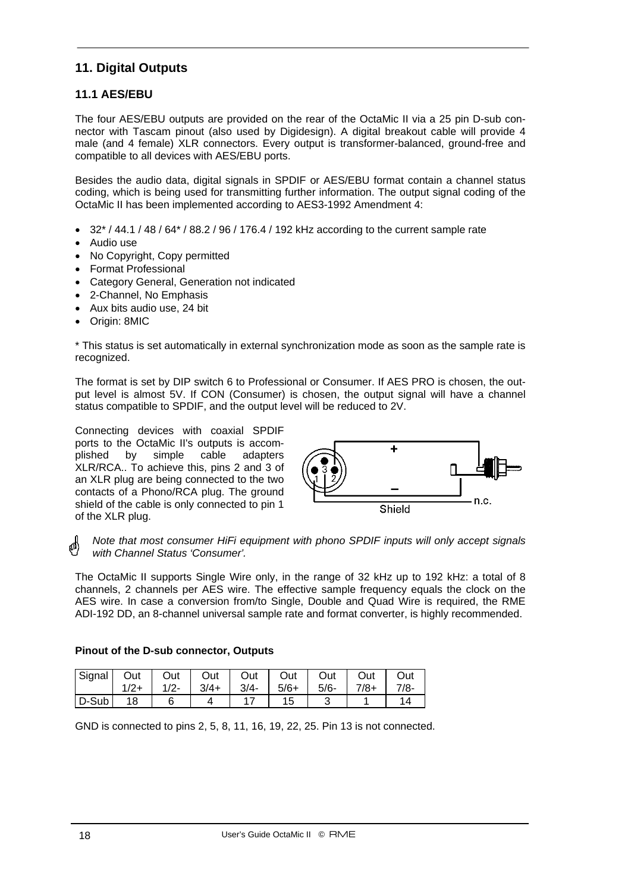## 11. Digital Outputs

### 11.1 AES/EBU

The four AES/EBU outputs are provided on the rear of the OctaMic II via a 25 pin D-sub connector with Tascam pinout (also used by Digidesign). A digital breakout cable will provide 4 male (and 4 female) XLR connectors. Every output is transformer-balanced, ground-free and compatible to all devices with AES/EBU ports.

Besides the audio data, digital signals in SPDIF or AES/EBU format contain a channel status coding, which is being used for transmitting further information. The output signal coding of the OctaMic II has been implemented according to AES3-1992 Amendment 4:

- 32* / 44.1 / 48 / 64* / 88.2 / 96 / 176.4 / 192 kHz according to the current sample rate
- Audio use
- No Copyright, Copy permitted
- Format Professional
- Category General, Generation not indicated
- 2-Channel, No Emphasis
- Aux bits audio use, 24 bit
- Origin: 8MIC

* This status is set automatically in external synchronization mode as soon as the sample rate is recognized.

The format is set by DIP switch 6 to Professional or Consumer. If AES PRO is chosen, the output level is almost 5V. If CON (Consumer) is chosen, the output signal will have a channel status compatible to SPDIF, and the output level will be reduced to 2V.

Connecting devices with coaxial SPDIF ports to the OctaMic II's outputs is accomplished by simple cable adapters XLR/RCA.. To achieve this, pins 2 and 3 of an XLR plug are being connected to the two contacts of a Phono/RCA plug. The ground shield of the cable is only connected to pin 1 of the XLR plug.

*Note that most consumer HiFi equipment with phono SPDIF inputs will only accept signals with Channel Status 'Consumer'.*

The OctaMic II supports Single Wire only, in the range of 32 kHz up to 192 kHz: a total of 8 channels, 2 channels per AES wire. The effective sample frequency equals the clock on the AES wire. In case a conversion from/to Single, Double and Quad Wire is required, the RME ADI-192 DD, an 8-channel universal sample rate and format converter, is highly recommended.

**Pinout of the D-sub connector, Outputs**

| Signal | Out 1/2+ | Out 1/2- | Out 3/4+ | Out 3/4- | Out 5/6+ | Out 5/6- | Out 7/8+ | Out 7/8- |
|---|---|---|---|---|---|---|---|---|
| D-Sub | 18 | 6 | 4 | 17 | 15 | 3 | 1 | 14 |

GND is connected to pins 2, 5, 8, 11, 16, 19, 22, 25. Pin 13 is not connected.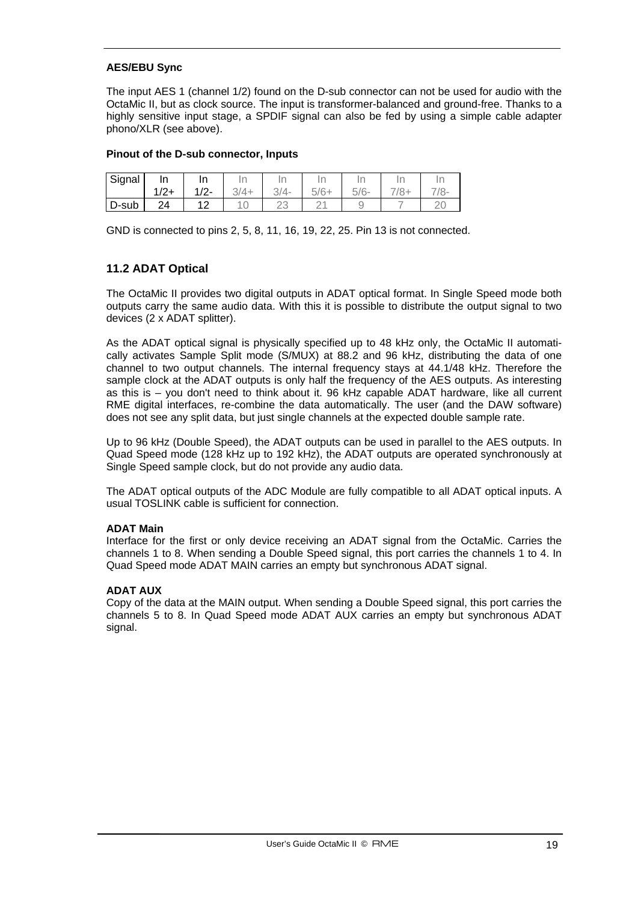**AES/EBU Sync**

The input AES 1 (channel 1/2) found on the D-sub connector can not be used for audio with the OctaMic II, but as clock source. The input is transformer-balanced and ground-free. Thanks to a highly sensitive input stage, a SPDIF signal can also be fed by using a simple cable adapter phono/XLR (see above).

**Pinout of the D-sub connector, Inputs**

| Signal | In 1/2+ | In 1/2- | In 3/4+ | In 3/4- | In 5/6+ | In 5/6- | In 7/8+ | In 7/8- |
|---|---|---|---|---|---|---|---|---|
| D-sub | 24 | 12 | 10 | 23 | 21 | 9 | 7 | 20 |

GND is connected to pins 2, 5, 8, 11, 16, 19, 22, 25. Pin 13 is not connected.

## 11.2 ADAT Optical

The OctaMic II provides two digital outputs in ADAT optical format. In Single Speed mode both outputs carry the same audio data. With this it is possible to distribute the output signal to two devices (2 x ADAT splitter).

As the ADAT optical signal is physically specified up to 48 kHz only, the OctaMic II automatically activates Sample Split mode (S/MUX) at 88.2 and 96 kHz, distributing the data of one channel to two output channels. The internal frequency stays at 44.1/48 kHz. Therefore the sample clock at the ADAT outputs is only half the frequency of the AES outputs. As interesting as this is – you don't need to think about it. 96 kHz capable ADAT hardware, like all current RME digital interfaces, re-combine the data automatically. The user (and the DAW software) does not see any split data, but just single channels at the expected double sample rate.

Up to 96 kHz (Double Speed), the ADAT outputs can be used in parallel to the AES outputs. In Quad Speed mode (128 kHz up to 192 kHz), the ADAT outputs are operated synchronously at Single Speed sample clock, but do not provide any audio data.

The ADAT optical outputs of the ADC Module are fully compatible to all ADAT optical inputs. A usual TOSLINK cable is sufficient for connection.

**ADAT Main**
Interface for the first or only device receiving an ADAT signal from the OctaMic. Carries the channels 1 to 8. When sending a Double Speed signal, this port carries the channels 1 to 4. In Quad Speed mode ADAT MAIN carries an empty but synchronous ADAT signal.

**ADAT AUX**
Copy of the data at the MAIN output. When sending a Double Speed signal, this port carries the channels 5 to 8. In Quad Speed mode ADAT AUX carries an empty but synchronous ADAT signal.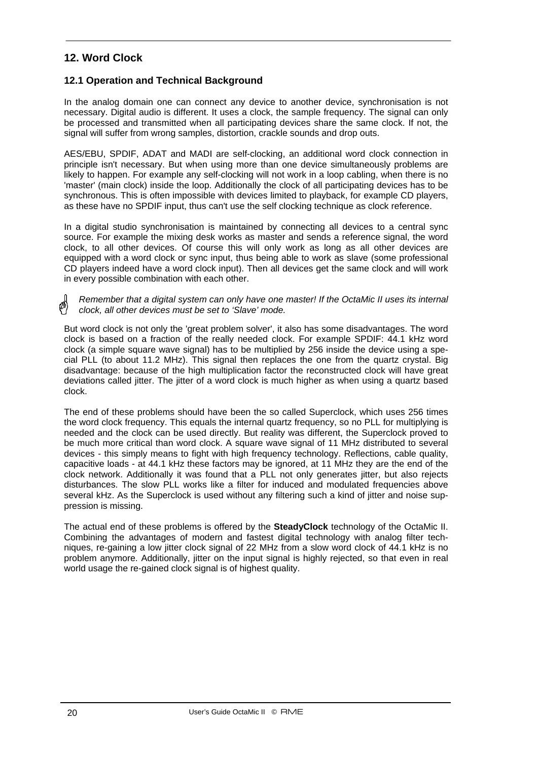## 12. Word Clock

### 12.1 Operation and Technical Background

In the analog domain one can connect any device to another device, synchronisation is not necessary. Digital audio is different. It uses a clock, the sample frequency. The signal can only be processed and transmitted when all participating devices share the same clock. If not, the signal will suffer from wrong samples, distortion, crackle sounds and drop outs.

AES/EBU, SPDIF, ADAT and MADI are self-clocking, an additional word clock connection in principle isn't necessary. But when using more than one device simultaneously problems are likely to happen. For example any self-clocking will not work in a loop cabling, when there is no 'master' (main clock) inside the loop. Additionally the clock of all participating devices has to be synchronous. This is often impossible with devices limited to playback, for example CD players, as these have no SPDIF input, thus can't use the self clocking technique as clock reference.

In a digital studio synchronisation is maintained by connecting all devices to a central sync source. For example the mixing desk works as master and sends a reference signal, the word clock, to all other devices. Of course this will only work as long as all other devices are equipped with a word clock or sync input, thus being able to work as slave (some professional CD players indeed have a word clock input). Then all devices get the same clock and will work in every possible combination with each other.

*Remember that a digital system can only have one master! If the OctaMic II uses its internal clock, all other devices must be set to 'Slave' mode.*

But word clock is not only the 'great problem solver', it also has some disadvantages. The word clock is based on a fraction of the really needed clock. For example SPDIF: 44.1 kHz word clock (a simple square wave signal) has to be multiplied by 256 inside the device using a special PLL (to about 11.2 MHz). This signal then replaces the one from the quartz crystal. Big disadvantage: because of the high multiplication factor the reconstructed clock will have great deviations called jitter. The jitter of a word clock is much higher as when using a quartz based clock.

The end of these problems should have been the so called Superclock, which uses 256 times the word clock frequency. This equals the internal quartz frequency, so no PLL for multiplying is needed and the clock can be used directly. But reality was different, the Superclock proved to be much more critical than word clock. A square wave signal of 11 MHz distributed to several devices - this simply means to fight with high frequency technology. Reflections, cable quality, capacitive loads - at 44.1 kHz these factors may be ignored, at 11 MHz they are the end of the clock network. Additionally it was found that a PLL not only generates jitter, but also rejects disturbances. The slow PLL works like a filter for induced and modulated frequencies above several kHz. As the Superclock is used without any filtering such a kind of jitter and noise suppression is missing.

The actual end of these problems is offered by the **SteadyClock** technology of the OctaMic II. Combining the advantages of modern and fastest digital technology with analog filter techniques, re-gaining a low jitter clock signal of 22 MHz from a slow word clock of 44.1 kHz is no problem anymore. Additionally, jitter on the input signal is highly rejected, so that even in real world usage the re-gained clock signal is of highest quality.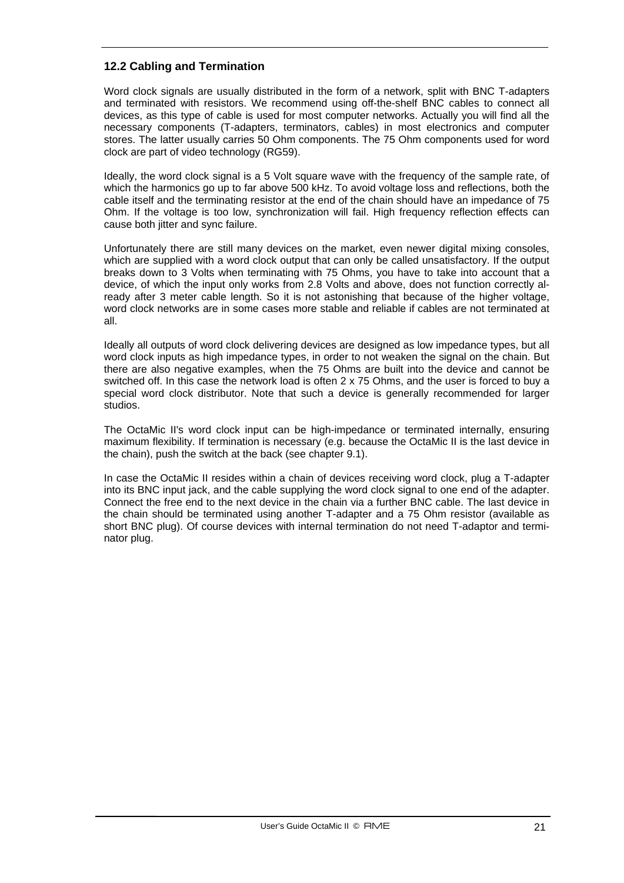## 12.2 Cabling and Termination

Word clock signals are usually distributed in the form of a network, split with BNC T-adapters and terminated with resistors. We recommend using off-the-shelf BNC cables to connect all devices, as this type of cable is used for most computer networks. Actually you will find all the necessary components (T-adapters, terminators, cables) in most electronics and computer stores. The latter usually carries 50 Ohm components. The 75 Ohm components used for word clock are part of video technology (RG59).

Ideally, the word clock signal is a 5 Volt square wave with the frequency of the sample rate, of which the harmonics go up to far above 500 kHz. To avoid voltage loss and reflections, both the cable itself and the terminating resistor at the end of the chain should have an impedance of 75 Ohm. If the voltage is too low, synchronization will fail. High frequency reflection effects can cause both jitter and sync failure.

Unfortunately there are still many devices on the market, even newer digital mixing consoles, which are supplied with a word clock output that can only be called unsatisfactory. If the output breaks down to 3 Volts when terminating with 75 Ohms, you have to take into account that a device, of which the input only works from 2.8 Volts and above, does not function correctly already after 3 meter cable length. So it is not astonishing that because of the higher voltage, word clock networks are in some cases more stable and reliable if cables are not terminated at all.

Ideally all outputs of word clock delivering devices are designed as low impedance types, but all word clock inputs as high impedance types, in order to not weaken the signal on the chain. But there are also negative examples, when the 75 Ohms are built into the device and cannot be switched off. In this case the network load is often 2 x 75 Ohms, and the user is forced to buy a special word clock distributor. Note that such a device is generally recommended for larger studios.

The OctaMic II's word clock input can be high-impedance or terminated internally, ensuring maximum flexibility. If termination is necessary (e.g. because the OctaMic II is the last device in the chain), push the switch at the back (see chapter 9.1).

In case the OctaMic II resides within a chain of devices receiving word clock, plug a T-adapter into its BNC input jack, and the cable supplying the word clock signal to one end of the adapter. Connect the free end to the next device in the chain via a further BNC cable. The last device in the chain should be terminated using another T-adapter and a 75 Ohm resistor (available as short BNC plug). Of course devices with internal termination do not need T-adaptor and terminator plug.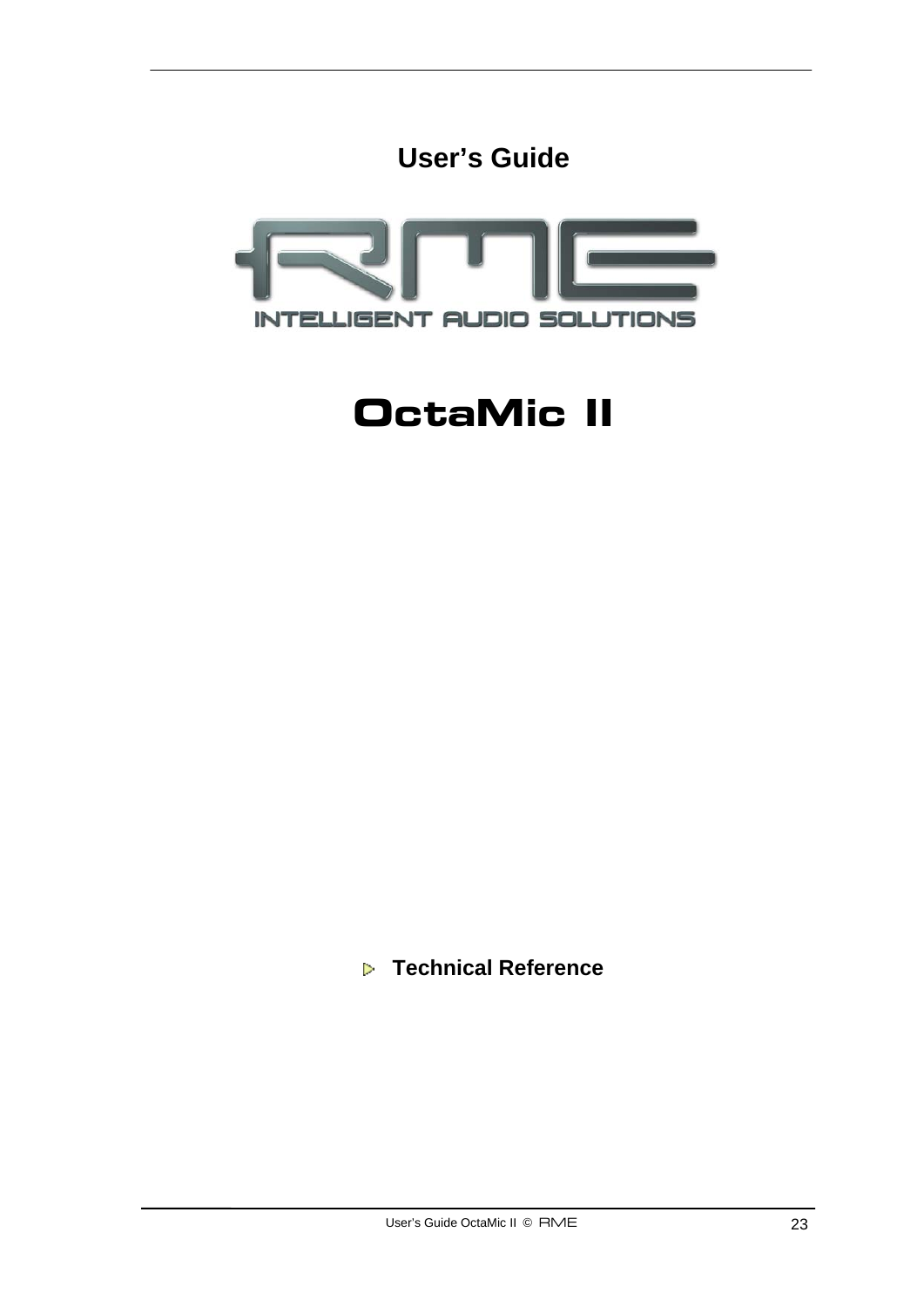# User's Guide

RME
INTELLIGENT AUDIO SOLUTIONS

# OctaMic II

## Technical Reference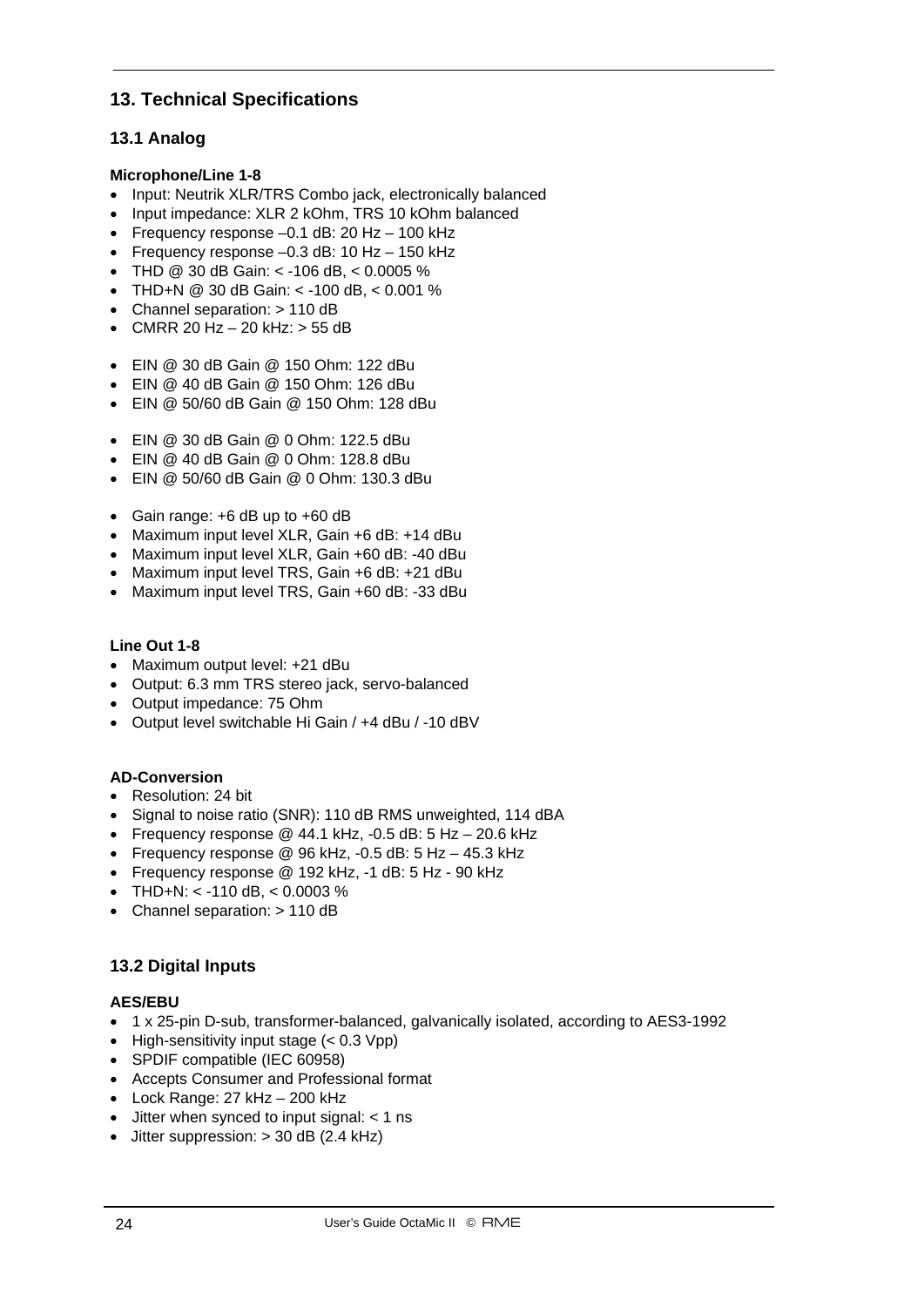## 13. Technical Specifications

### 13.1 Analog

**Microphone/Line 1-8**

- Input: Neutrik XLR/TRS Combo jack, electronically balanced
- Input impedance: XLR 2 kOhm, TRS 10 kOhm balanced
- Frequency response –0.1 dB: 20 Hz – 100 kHz
- Frequency response –0.3 dB: 10 Hz – 150 kHz
- THD @ 30 dB Gain: < -106 dB, < 0.0005 %
- THD+N @ 30 dB Gain: < -100 dB, < 0.001 %
- Channel separation: > 110 dB
- CMRR 20 Hz – 20 kHz: > 55 dB

- EIN @ 30 dB Gain @ 150 Ohm: 122 dBu
- EIN @ 40 dB Gain @ 150 Ohm: 126 dBu
- EIN @ 50/60 dB Gain @ 150 Ohm: 128 dBu

- EIN @ 30 dB Gain @ 0 Ohm: 122.5 dBu
- EIN @ 40 dB Gain @ 0 Ohm: 128.8 dBu
- EIN @ 50/60 dB Gain @ 0 Ohm: 130.3 dBu

- Gain range: +6 dB up to +60 dB
- Maximum input level XLR, Gain +6 dB: +14 dBu
- Maximum input level XLR, Gain +60 dB: -40 dBu
- Maximum input level TRS, Gain +6 dB: +21 dBu
- Maximum input level TRS, Gain +60 dB: -33 dBu

**Line Out 1-8**

- Maximum output level: +21 dBu
- Output: 6.3 mm TRS stereo jack, servo-balanced
- Output impedance: 75 Ohm
- Output level switchable Hi Gain / +4 dBu / -10 dBV

**AD-Conversion**

- Resolution: 24 bit
- Signal to noise ratio (SNR): 110 dB RMS unweighted, 114 dBA
- Frequency response @ 44.1 kHz, -0.5 dB: 5 Hz – 20.6 kHz
- Frequency response @ 96 kHz, -0.5 dB: 5 Hz – 45.3 kHz
- Frequency response @ 192 kHz, -1 dB: 5 Hz - 90 kHz
- THD+N: < -110 dB, < 0.0003 %
- Channel separation: > 110 dB

### 13.2 Digital Inputs

**AES/EBU**

- 1 x 25-pin D-sub, transformer-balanced, galvanically isolated, according to AES3-1992
- High-sensitivity input stage (< 0.3 Vpp)
- SPDIF compatible (IEC 60958)
- Accepts Consumer and Professional format
- Lock Range: 27 kHz – 200 kHz
- Jitter when synced to input signal: < 1 ns
- Jitter suppression: > 30 dB (2.4 kHz)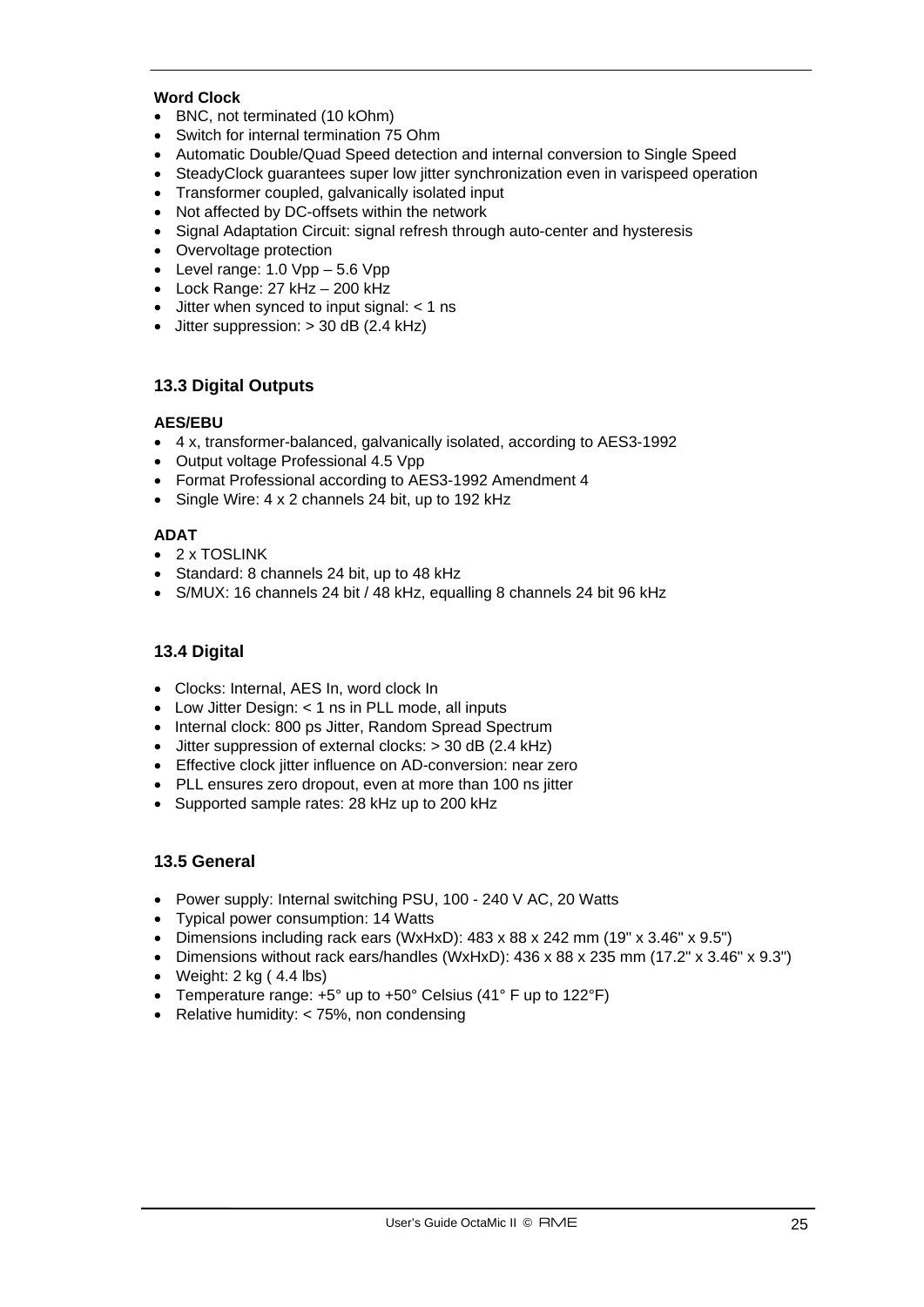**Word Clock**

- BNC, not terminated (10 kOhm)
- Switch for internal termination 75 Ohm
- Automatic Double/Quad Speed detection and internal conversion to Single Speed
- SteadyClock guarantees super low jitter synchronization even in varispeed operation
- Transformer coupled, galvanically isolated input
- Not affected by DC-offsets within the network
- Signal Adaptation Circuit: signal refresh through auto-center and hysteresis
- Overvoltage protection
- Level range: 1.0 Vpp – 5.6 Vpp
- Lock Range: 27 kHz – 200 kHz
- Jitter when synced to input signal: < 1 ns
- Jitter suppression: > 30 dB (2.4 kHz)

### 13.3 Digital Outputs

**AES/EBU**

- 4 x, transformer-balanced, galvanically isolated, according to AES3-1992
- Output voltage Professional 4.5 Vpp
- Format Professional according to AES3-1992 Amendment 4
- Single Wire: 4 x 2 channels 24 bit, up to 192 kHz

**ADAT**

- 2 x TOSLINK
- Standard: 8 channels 24 bit, up to 48 kHz
- S/MUX: 16 channels 24 bit / 48 kHz, equalling 8 channels 24 bit 96 kHz

### 13.4 Digital

- Clocks: Internal, AES In, word clock In
- Low Jitter Design: < 1 ns in PLL mode, all inputs
- Internal clock: 800 ps Jitter, Random Spread Spectrum
- Jitter suppression of external clocks: > 30 dB (2.4 kHz)
- Effective clock jitter influence on AD-conversion: near zero
- PLL ensures zero dropout, even at more than 100 ns jitter
- Supported sample rates: 28 kHz up to 200 kHz

### 13.5 General

- Power supply: Internal switching PSU, 100 - 240 V AC, 20 Watts
- Typical power consumption: 14 Watts
- Dimensions including rack ears (WxHxD): 483 x 88 x 242 mm (19" x 3.46" x 9.5")
- Dimensions without rack ears/handles (WxHxD): 436 x 88 x 235 mm (17.2" x 3.46" x 9.3")
- Weight: 2 kg ( 4.4 lbs)
- Temperature range: +5° up to +50° Celsius (41° F up to 122°F)
- Relative humidity: < 75%, non condensing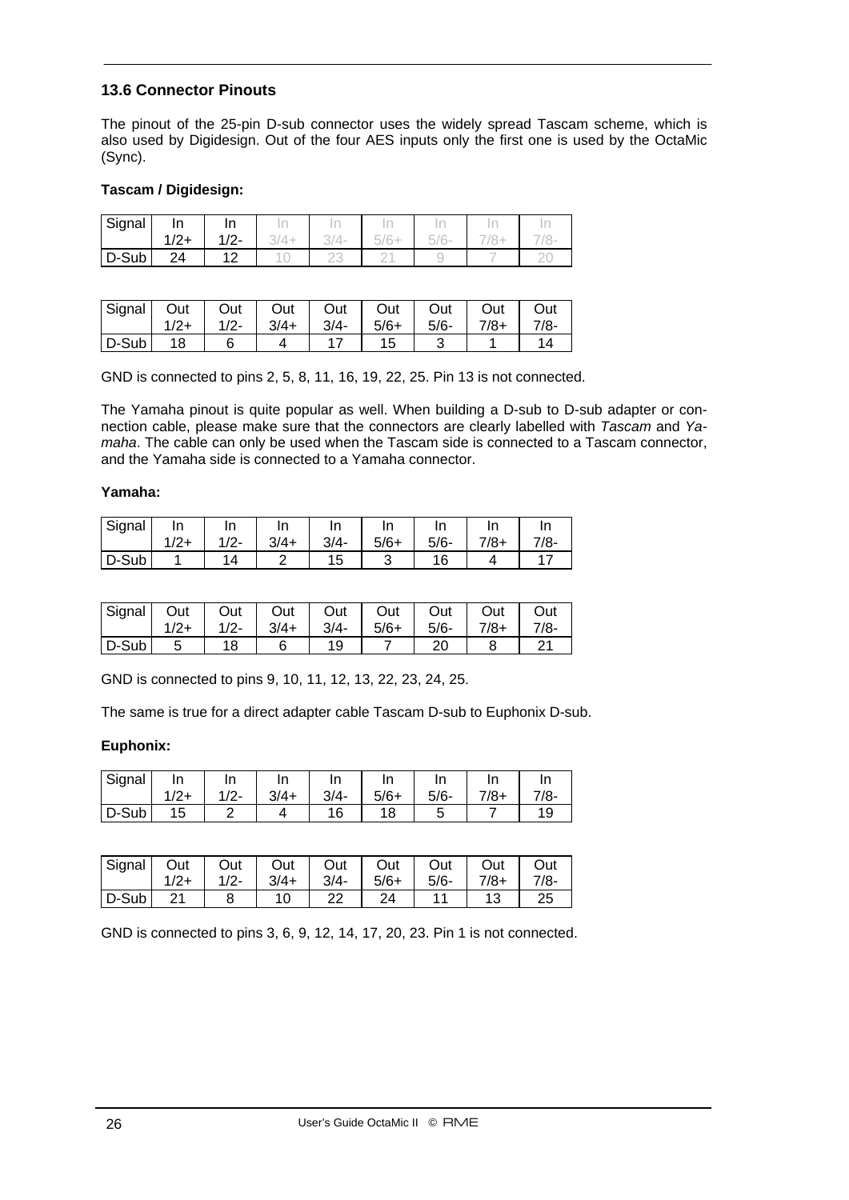## 13.6 Connector Pinouts

The pinout of the 25-pin D-sub connector uses the widely spread Tascam scheme, which is also used by Digidesign. Out of the four AES inputs only the first one is used by the OctaMic (Sync).

**Tascam / Digidesign:**

| Signal | In 1/2+ | In 1/2- | In 3/4+ | In 3/4- | In 5/6+ | In 5/6- | In 7/8+ | In 7/8- |
|---|---|---|---|---|---|---|---|---|
| D-Sub | 24 | 12 | 10 | 23 | 21 | 9 | 7 | 20 |

| Signal | Out 1/2+ | Out 1/2- | Out 3/4+ | Out 3/4- | Out 5/6+ | Out 5/6- | Out 7/8+ | Out 7/8- |
|---|---|---|---|---|---|---|---|---|
| D-Sub | 18 | 6 | 4 | 17 | 15 | 3 | 1 | 14 |

GND is connected to pins 2, 5, 8, 11, 16, 19, 22, 25. Pin 13 is not connected.

The Yamaha pinout is quite popular as well. When building a D-sub to D-sub adapter or connection cable, please make sure that the connectors are clearly labelled with *Tascam* and *Yamaha*. The cable can only be used when the Tascam side is connected to a Tascam connector, and the Yamaha side is connected to a Yamaha connector.

**Yamaha:**

| Signal | In 1/2+ | In 1/2- | In 3/4+ | In 3/4- | In 5/6+ | In 5/6- | In 7/8+ | In 7/8- |
|---|---|---|---|---|---|---|---|---|
| D-Sub | 1 | 14 | 2 | 15 | 3 | 16 | 4 | 17 |

| Signal | Out 1/2+ | Out 1/2- | Out 3/4+ | Out 3/4- | Out 5/6+ | Out 5/6- | Out 7/8+ | Out 7/8- |
|---|---|---|---|---|---|---|---|---|
| D-Sub | 5 | 18 | 6 | 19 | 7 | 20 | 8 | 21 |

GND is connected to pins 9, 10, 11, 12, 13, 22, 23, 24, 25.

The same is true for a direct adapter cable Tascam D-sub to Euphonix D-sub.

**Euphonix:**

| Signal | In 1/2+ | In 1/2- | In 3/4+ | In 3/4- | In 5/6+ | In 5/6- | In 7/8+ | In 7/8- |
|---|---|---|---|---|---|---|---|---|
| D-Sub | 15 | 2 | 4 | 16 | 18 | 5 | 7 | 19 |

| Signal | Out 1/2+ | Out 1/2- | Out 3/4+ | Out 3/4- | Out 5/6+ | Out 5/6- | Out 7/8+ | Out 7/8- |
|---|---|---|---|---|---|---|---|---|
| D-Sub | 21 | 8 | 10 | 22 | 24 | 11 | 13 | 25 |

GND is connected to pins 3, 6, 9, 12, 14, 17, 20, 23. Pin 1 is not connected.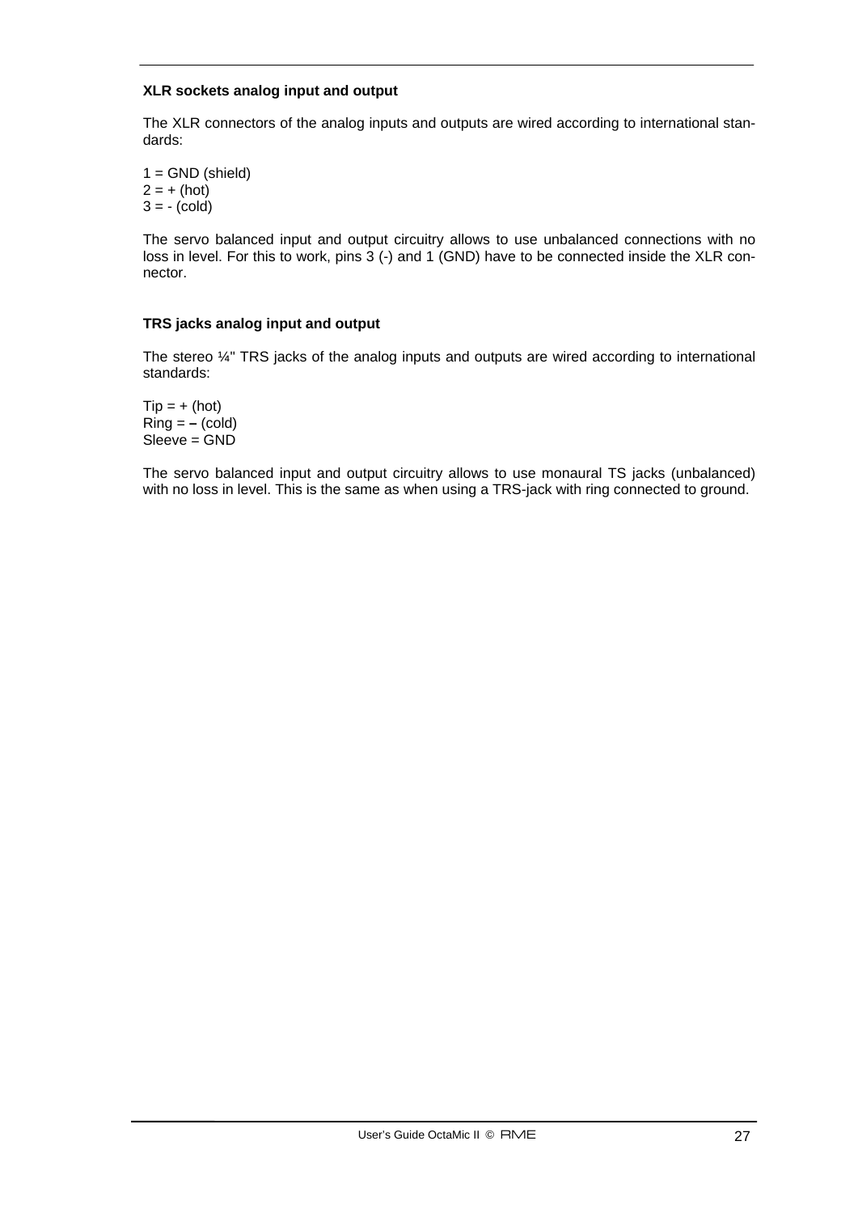### XLR sockets analog input and output

The XLR connectors of the analog inputs and outputs are wired according to international standards:

1 = GND (shield)
2 = + (hot)
3 = - (cold)

The servo balanced input and output circuitry allows to use unbalanced connections with no loss in level. For this to work, pins 3 (-) and 1 (GND) have to be connected inside the XLR connector.

### TRS jacks analog input and output

The stereo ¼" TRS jacks of the analog inputs and outputs are wired according to international standards:

Tip = + (hot)
Ring = **–** (cold)
Sleeve = GND

The servo balanced input and output circuitry allows to use monaural TS jacks (unbalanced) with no loss in level. This is the same as when using a TRS-jack with ring connected to ground.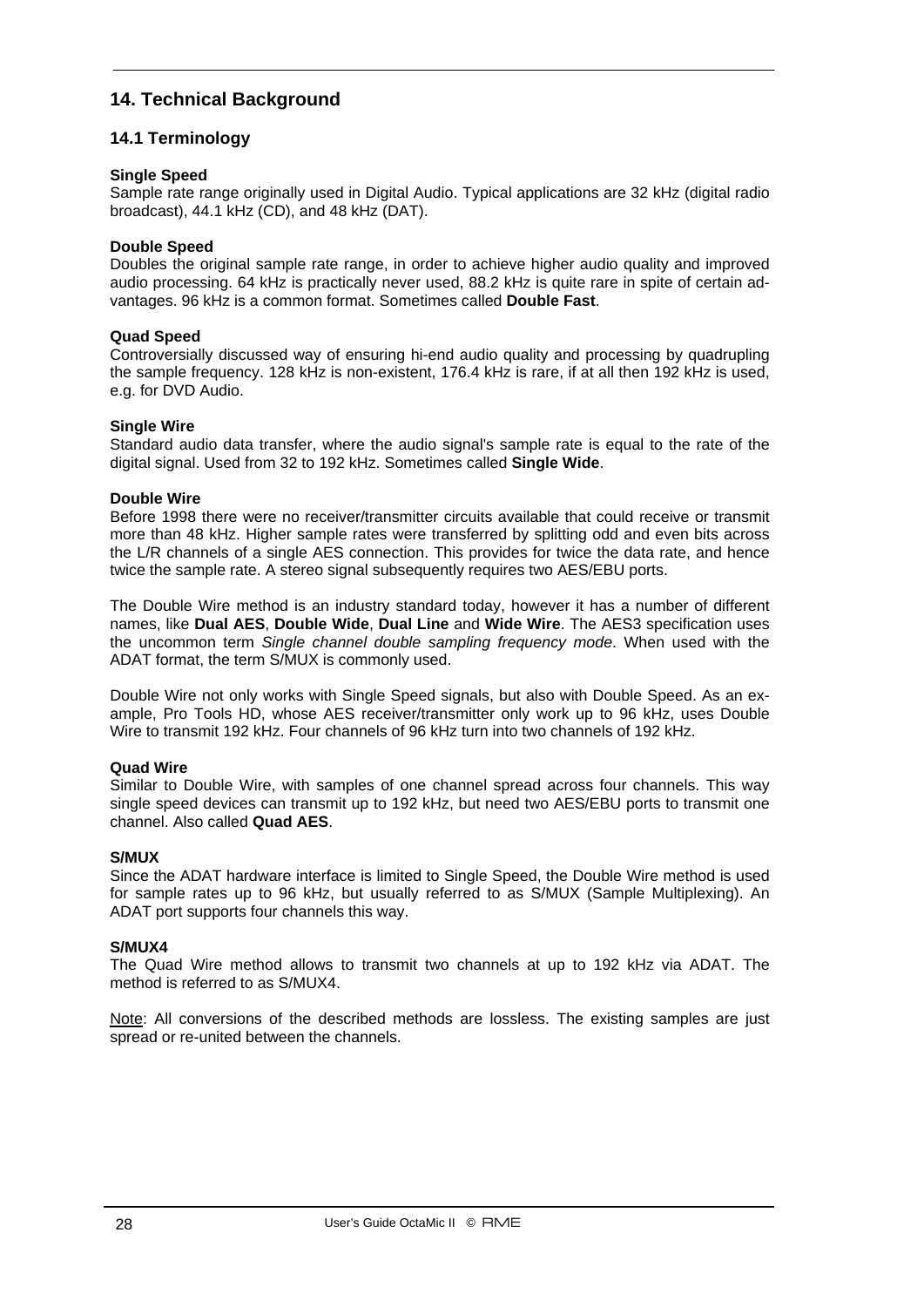# 14. Technical Background

## 14.1 Terminology

**Single Speed**
Sample rate range originally used in Digital Audio. Typical applications are 32 kHz (digital radio broadcast), 44.1 kHz (CD), and 48 kHz (DAT).

**Double Speed**
Doubles the original sample rate range, in order to achieve higher audio quality and improved audio processing. 64 kHz is practically never used, 88.2 kHz is quite rare in spite of certain advantages. 96 kHz is a common format. Sometimes called **Double Fast**.

**Quad Speed**
Controversially discussed way of ensuring hi-end audio quality and processing by quadrupling the sample frequency. 128 kHz is non-existent, 176.4 kHz is rare, if at all then 192 kHz is used, e.g. for DVD Audio.

**Single Wire**
Standard audio data transfer, where the audio signal's sample rate is equal to the rate of the digital signal. Used from 32 to 192 kHz. Sometimes called **Single Wide**.

**Double Wire**
Before 1998 there were no receiver/transmitter circuits available that could receive or transmit more than 48 kHz. Higher sample rates were transferred by splitting odd and even bits across the L/R channels of a single AES connection. This provides for twice the data rate, and hence twice the sample rate. A stereo signal subsequently requires two AES/EBU ports.

The Double Wire method is an industry standard today, however it has a number of different names, like **Dual AES**, **Double Wide**, **Dual Line** and **Wide Wire**. The AES3 specification uses the uncommon term *Single channel double sampling frequency mode*. When used with the ADAT format, the term S/MUX is commonly used.

Double Wire not only works with Single Speed signals, but also with Double Speed. As an example, Pro Tools HD, whose AES receiver/transmitter only work up to 96 kHz, uses Double Wire to transmit 192 kHz. Four channels of 96 kHz turn into two channels of 192 kHz.

**Quad Wire**
Similar to Double Wire, with samples of one channel spread across four channels. This way single speed devices can transmit up to 192 kHz, but need two AES/EBU ports to transmit one channel. Also called **Quad AES**.

**S/MUX**
Since the ADAT hardware interface is limited to Single Speed, the Double Wire method is used for sample rates up to 96 kHz, but usually referred to as S/MUX (Sample Multiplexing). An ADAT port supports four channels this way.

**S/MUX4**
The Quad Wire method allows to transmit two channels at up to 192 kHz via ADAT. The method is referred to as S/MUX4.

Note: All conversions of the described methods are lossless. The existing samples are just spread or re-united between the channels.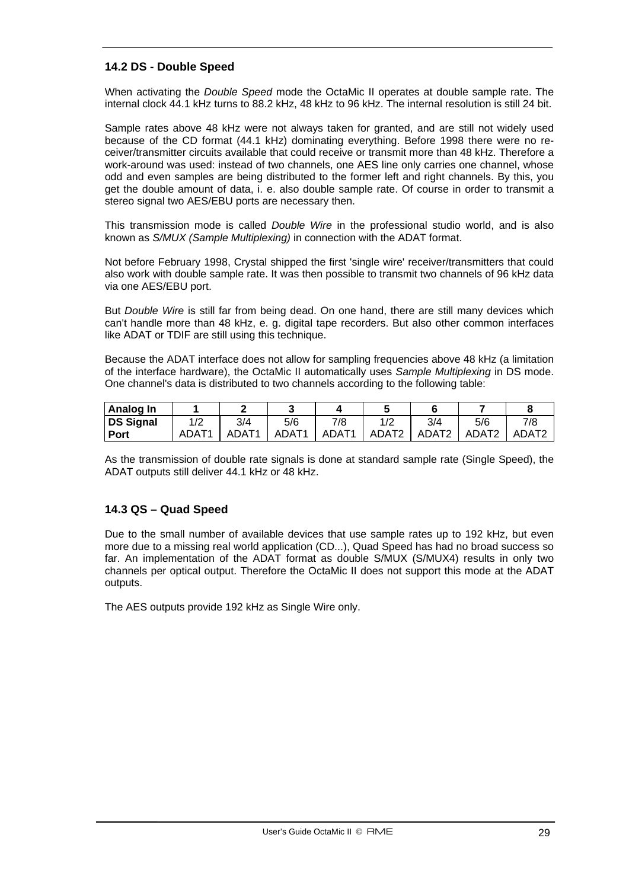### 14.2 DS - Double Speed

When activating the *Double Speed* mode the OctaMic II operates at double sample rate. The internal clock 44.1 kHz turns to 88.2 kHz, 48 kHz to 96 kHz. The internal resolution is still 24 bit.

Sample rates above 48 kHz were not always taken for granted, and are still not widely used because of the CD format (44.1 kHz) dominating everything. Before 1998 there were no receiver/transmitter circuits available that could receive or transmit more than 48 kHz. Therefore a work-around was used: instead of two channels, one AES line only carries one channel, whose odd and even samples are being distributed to the former left and right channels. By this, you get the double amount of data, i. e. also double sample rate. Of course in order to transmit a stereo signal two AES/EBU ports are necessary then.

This transmission mode is called *Double Wire* in the professional studio world, and is also known as *S/MUX (Sample Multiplexing)* in connection with the ADAT format.

Not before February 1998, Crystal shipped the first 'single wire' receiver/transmitters that could also work with double sample rate. It was then possible to transmit two channels of 96 kHz data via one AES/EBU port.

But *Double Wire* is still far from being dead. On one hand, there are still many devices which can't handle more than 48 kHz, e. g. digital tape recorders. But also other common interfaces like ADAT or TDIF are still using this technique.

Because the ADAT interface does not allow for sampling frequencies above 48 kHz (a limitation of the interface hardware), the OctaMic II automatically uses *Sample Multiplexing* in DS mode. One channel's data is distributed to two channels according to the following table:

| **Analog In** | **1** | **2** | **3** | **4** | **5** | **6** | **7** | **8** |
|---|---|---|---|---|---|---|---|---|
| **DS Signal Port** | 1/2 ADAT1 | 3/4 ADAT1 | 5/6 ADAT1 | 7/8 ADAT1 | 1/2 ADAT2 | 3/4 ADAT2 | 5/6 ADAT2 | 7/8 ADAT2 |

As the transmission of double rate signals is done at standard sample rate (Single Speed), the ADAT outputs still deliver 44.1 kHz or 48 kHz.

### 14.3 QS – Quad Speed

Due to the small number of available devices that use sample rates up to 192 kHz, but even more due to a missing real world application (CD...), Quad Speed has had no broad success so far. An implementation of the ADAT format as double S/MUX (S/MUX4) results in only two channels per optical output. Therefore the OctaMic II does not support this mode at the ADAT outputs.

The AES outputs provide 192 kHz as Single Wire only.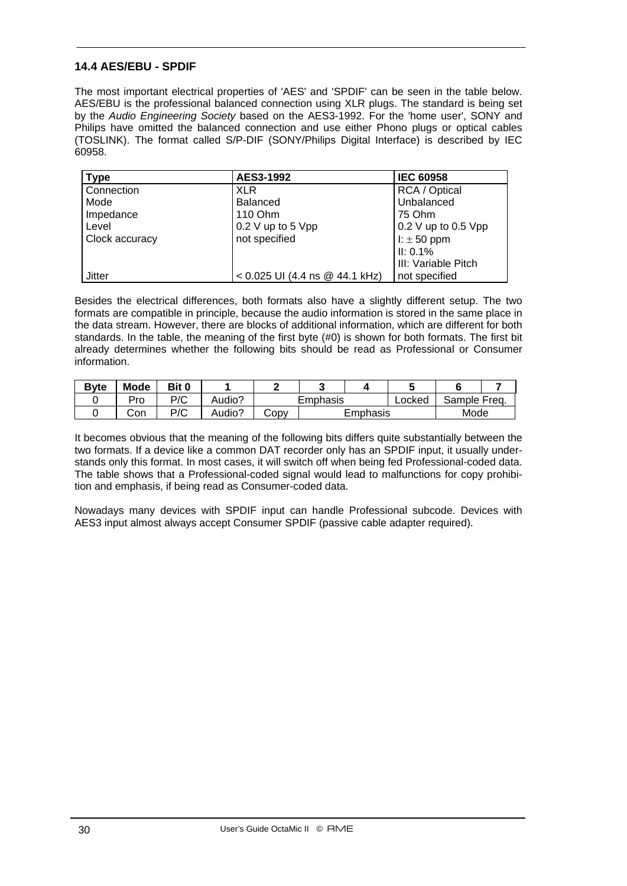## 14.4 AES/EBU - SPDIF

The most important electrical properties of 'AES' and 'SPDIF' can be seen in the table below. AES/EBU is the professional balanced connection using XLR plugs. The standard is being set by the *Audio Engineering Society* based on the AES3-1992. For the 'home user', SONY and Philips have omitted the balanced connection and use either Phono plugs or optical cables (TOSLINK). The format called S/P-DIF (SONY/Philips Digital Interface) is described by IEC 60958.

| **Type** | **AES3-1992** | **IEC 60958** |
|---|---|---|
| Connection | XLR | RCA / Optical |
| Mode | Balanced | Unbalanced |
| Impedance | 110 Ohm | 75 Ohm |
| Level | 0.2 V up to 5 Vpp | 0.2 V up to 0.5 Vpp |
| Clock accuracy | not specified | I: ± 50 ppm<br>II: 0.1%<br>III: Variable Pitch |
| Jitter | < 0.025 UI (4.4 ns @ 44.1 kHz) | not specified |

Besides the electrical differences, both formats also have a slightly different setup. The two formats are compatible in principle, because the audio information is stored in the same place in the data stream. However, there are blocks of additional information, which are different for both standards. In the table, the meaning of the first byte (#0) is shown for both formats. The first bit already determines whether the following bits should be read as Professional or Consumer information.

| **Byte** | **Mode** | **Bit 0** | **1** | **2** | **3** | **4** | **5** | **6** | **7** |
|---|---|---|---|---|---|---|---|---|---|
| 0 | Pro | P/C | Audio? | Emphasis | | | Locked | Sample Freq. | |
| 0 | Con | P/C | Audio? | Copy | Emphasis | | | Mode | |

It becomes obvious that the meaning of the following bits differs quite substantially between the two formats. If a device like a common DAT recorder only has an SPDIF input, it usually understands only this format. In most cases, it will switch off when being fed Professional-coded data. The table shows that a Professional-coded signal would lead to malfunctions for copy prohibition and emphasis, if being read as Consumer-coded data.

Nowadays many devices with SPDIF input can handle Professional subcode. Devices with AES3 input almost always accept Consumer SPDIF (passive cable adapter required).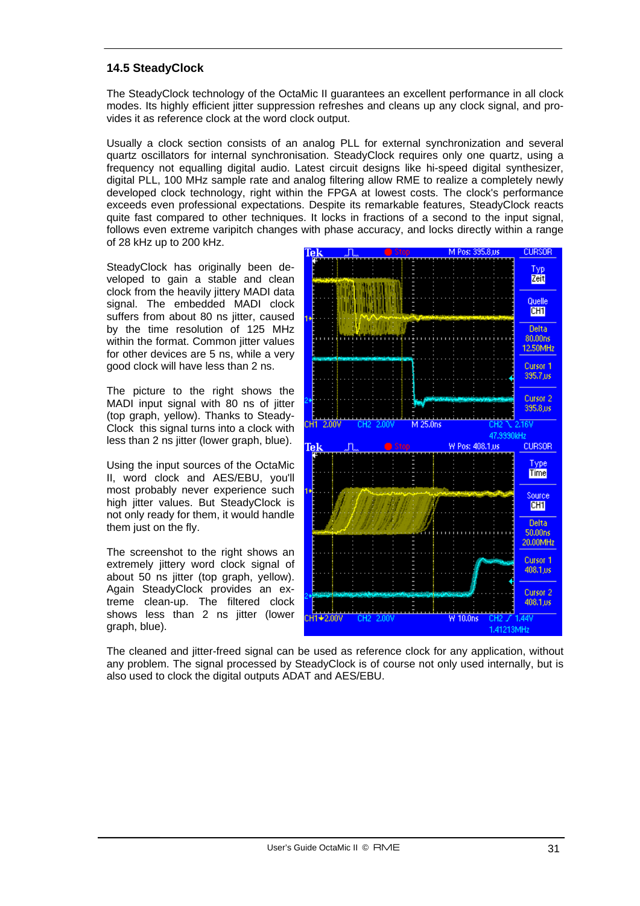### 14.5 SteadyClock

The SteadyClock technology of the OctaMic II guarantees an excellent performance in all clock modes. Its highly efficient jitter suppression refreshes and cleans up any clock signal, and provides it as reference clock at the word clock output.

Usually a clock section consists of an analog PLL for external synchronization and several quartz oscillators for internal synchronisation. SteadyClock requires only one quartz, using a frequency not equalling digital audio. Latest circuit designs like hi-speed digital synthesizer, digital PLL, 100 MHz sample rate and analog filtering allow RME to realize a completely newly developed clock technology, right within the FPGA at lowest costs. The clock's performance exceeds even professional expectations. Despite its remarkable features, SteadyClock reacts quite fast compared to other techniques. It locks in fractions of a second to the input signal, follows even extreme varipitch changes with phase accuracy, and locks directly within a range of 28 kHz up to 200 kHz.

SteadyClock has originally been developed to gain a stable and clean clock from the heavily jittery MADI data signal. The embedded MADI clock suffers from about 80 ns jitter, caused by the time resolution of 125 MHz within the format. Common jitter values for other devices are 5 ns, while a very good clock will have less than 2 ns.

The picture to the right shows the MADI input signal with 80 ns of jitter (top graph, yellow). Thanks to SteadyClock this signal turns into a clock with less than 2 ns jitter (lower graph, blue).

Using the input sources of the OctaMic II, word clock and AES/EBU, you'll most probably never experience such high jitter values. But SteadyClock is not only ready for them, it would handle them just on the fly.

The screenshot to the right shows an extremely jittery word clock signal of about 50 ns jitter (top graph, yellow). Again SteadyClock provides an extreme clean-up. The filtered clock shows less than 2 ns jitter (lower graph, blue).

The cleaned and jitter-freed signal can be used as reference clock for any application, without any problem. The signal processed by SteadyClock is of course not only used internally, but is also used to clock the digital outputs ADAT and AES/EBU.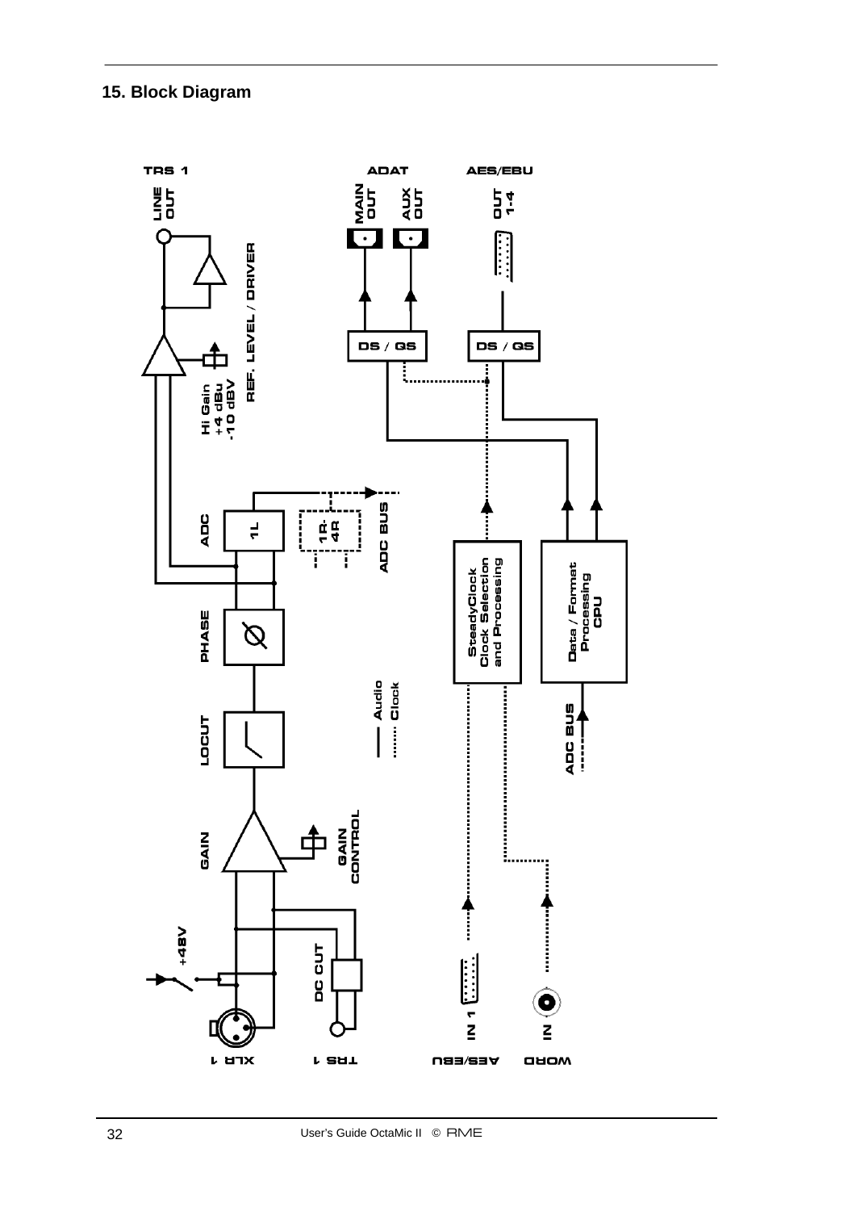## 15. Block Diagram

TRS 1

LINE OUT

REF. LEVEL / DRIVER

Hi Gain
+4 dBu
-10 dBV

ADAT

MAIN OUT

AUX OUT

AES/EBU

OUT 1-4

DS / QS

DS / QS

ADC

1L

1R-4R

ADC BUS

PHASE

LOCUT

Audio

Clock

SteadyClock
Clock Selection
and Processing

Data / Format
Processing
CPU

ADC BUS

GAIN

GAIN CONTROL

+48V

DC CUT

XLR 1

TRS 1

AES/EBU

IN 1

WORD

IN